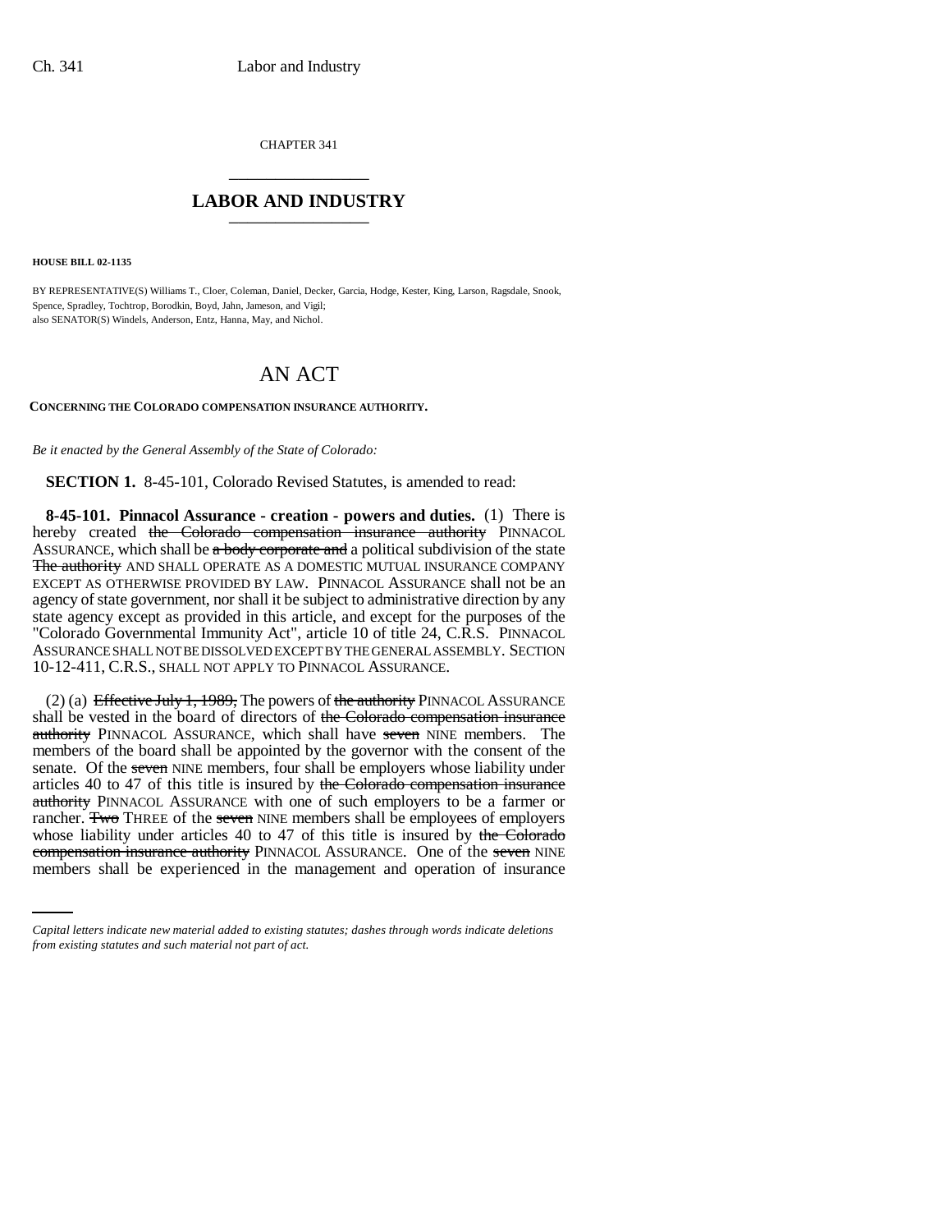CHAPTER 341

## LABOR AND INDUSTRY

**HOUSE BILL 02-1135**

BY REPRESENTATIVE(S) Williams T., Cloer, Coleman, Daniel, Decker, Garcia, Hodge, Kester, King, Larson, Ragsdale, Snook, Spence, Spradley, Tochtrop, Borodkin, Boyd, Jahn, Jameson, and Vigil;
also SENATOR(S) Windels, Anderson, Entz, Hanna, May, and Nichol.

# AN ACT

**CONCERNING THE COLORADO COMPENSATION INSURANCE AUTHORITY.**

*Be it enacted by the General Assembly of the State of Colorado:*

**SECTION 1.** 8-45-101, Colorado Revised Statutes, is amended to read:

**8-45-101. Pinnacol Assurance - creation - powers and duties.** (1) There is hereby created ~~the Colorado compensation insurance authority~~ PINNACOL ASSURANCE, which shall be ~~a body corporate and~~ a political subdivision of the state ~~The authority~~ AND SHALL OPERATE AS A DOMESTIC MUTUAL INSURANCE COMPANY EXCEPT AS OTHERWISE PROVIDED BY LAW. PINNACOL ASSURANCE shall not be an agency of state government, nor shall it be subject to administrative direction by any state agency except as provided in this article, and except for the purposes of the "Colorado Governmental Immunity Act", article 10 of title 24, C.R.S. PINNACOL ASSURANCE SHALL NOT BE DISSOLVED EXCEPT BY THE GENERAL ASSEMBLY. SECTION 10-12-411, C.R.S., SHALL NOT APPLY TO PINNACOL ASSURANCE.

(2) (a) ~~Effective July 1, 1989,~~ The powers of ~~the authority~~ PINNACOL ASSURANCE shall be vested in the board of directors of ~~the Colorado compensation insurance authority~~ PINNACOL ASSURANCE, which shall have ~~seven~~ NINE members. The members of the board shall be appointed by the governor with the consent of the senate. Of the ~~seven~~ NINE members, four shall be employers whose liability under articles 40 to 47 of this title is insured by ~~the Colorado compensation insurance authority~~ PINNACOL ASSURANCE with one of such employers to be a farmer or rancher. ~~Two~~ THREE of the ~~seven~~ NINE members shall be employees of employers whose liability under articles 40 to 47 of this title is insured by ~~the Colorado compensation insurance authority~~ PINNACOL ASSURANCE. One of the ~~seven~~ NINE members shall be experienced in the management and operation of insurance

*Capital letters indicate new material added to existing statutes; dashes through words indicate deletions from existing statutes and such material not part of act.*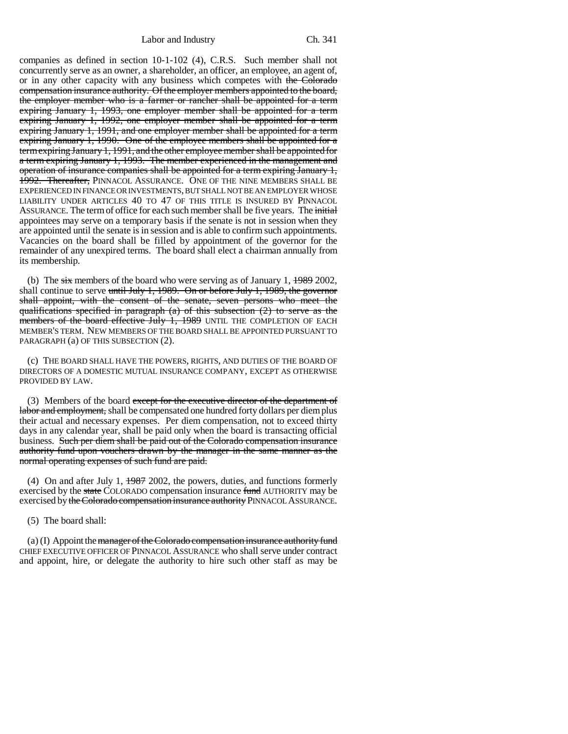companies as defined in section 10-1-102 (4), C.R.S. Such member shall not concurrently serve as an owner, a shareholder, an officer, an employee, an agent of, or in any other capacity with any business which competes with ~~the Colorado compensation insurance authority. Of the employer members appointed to the board, the employer member who is a farmer or rancher shall be appointed for a term expiring January 1, 1993, one employer member shall be appointed for a term expiring January 1, 1992, one employer member shall be appointed for a term expiring January 1, 1991, and one employer member shall be appointed for a term expiring January 1, 1990. One of the employee members shall be appointed for a term expiring January 1, 1991, and the other employee member shall be appointed for a term expiring January 1, 1993. The member experienced in the management and operation of insurance companies shall be appointed for a term expiring January 1, 1992. Thereafter,~~ PINNACOL ASSURANCE. ONE OF THE NINE MEMBERS SHALL BE EXPERIENCED IN FINANCE OR INVESTMENTS, BUT SHALL NOT BE AN EMPLOYER WHOSE LIABILITY UNDER ARTICLES 40 TO 47 OF THIS TITLE IS INSURED BY PINNACOL ASSURANCE. The term of office for each such member shall be five years. The ~~initial~~ appointees may serve on a temporary basis if the senate is not in session when they are appointed until the senate is in session and is able to confirm such appointments. Vacancies on the board shall be filled by appointment of the governor for the remainder of any unexpired terms. The board shall elect a chairman annually from its membership.

(b) The ~~six~~ members of the board who were serving as of January 1, ~~1989~~ 2002, shall continue to serve ~~until July 1, 1989. On or before July 1, 1989, the governor shall appoint, with the consent of the senate, seven persons who meet the qualifications specified in paragraph (a) of this subsection (2) to serve as the members of the board effective July 1, 1989~~ UNTIL THE COMPLETION OF EACH MEMBER'S TERM. NEW MEMBERS OF THE BOARD SHALL BE APPOINTED PURSUANT TO PARAGRAPH (a) OF THIS SUBSECTION (2).

(c) THE BOARD SHALL HAVE THE POWERS, RIGHTS, AND DUTIES OF THE BOARD OF DIRECTORS OF A DOMESTIC MUTUAL INSURANCE COMPANY, EXCEPT AS OTHERWISE PROVIDED BY LAW.

(3) Members of the board ~~except for the executive director of the department of labor and employment,~~ shall be compensated one hundred forty dollars per diem plus their actual and necessary expenses. Per diem compensation, not to exceed thirty days in any calendar year, shall be paid only when the board is transacting official business. ~~Such per diem shall be paid out of the Colorado compensation insurance authority fund upon vouchers drawn by the manager in the same manner as the normal operating expenses of such fund are paid.~~

(4) On and after July 1, ~~1987~~ 2002, the powers, duties, and functions formerly exercised by the ~~state~~ COLORADO compensation insurance ~~fund~~ AUTHORITY may be exercised by ~~the Colorado compensation insurance authority~~ PINNACOL ASSURANCE.

(5) The board shall:

(a) (I) Appoint the ~~manager of the Colorado compensation insurance authority fund~~ CHIEF EXECUTIVE OFFICER OF PINNACOL ASSURANCE who shall serve under contract and appoint, hire, or delegate the authority to hire such other staff as may be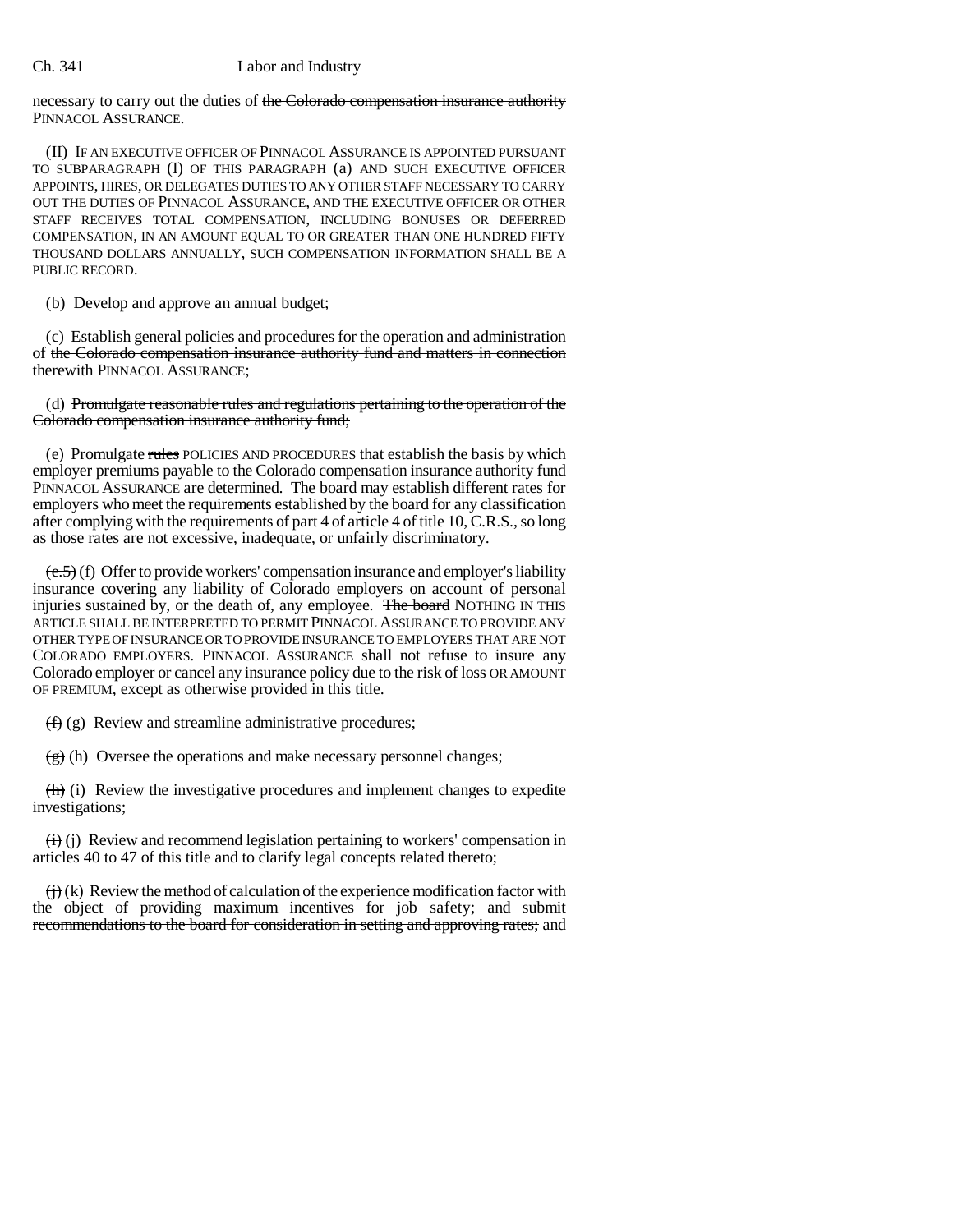necessary to carry out the duties of ~~the Colorado compensation insurance authority~~ PINNACOL ASSURANCE.

(II) IF AN EXECUTIVE OFFICER OF PINNACOL ASSURANCE IS APPOINTED PURSUANT TO SUBPARAGRAPH (I) OF THIS PARAGRAPH (a) AND SUCH EXECUTIVE OFFICER APPOINTS, HIRES, OR DELEGATES DUTIES TO ANY OTHER STAFF NECESSARY TO CARRY OUT THE DUTIES OF PINNACOL ASSURANCE, AND THE EXECUTIVE OFFICER OR OTHER STAFF RECEIVES TOTAL COMPENSATION, INCLUDING BONUSES OR DEFERRED COMPENSATION, IN AN AMOUNT EQUAL TO OR GREATER THAN ONE HUNDRED FIFTY THOUSAND DOLLARS ANNUALLY, SUCH COMPENSATION INFORMATION SHALL BE A PUBLIC RECORD.

(b) Develop and approve an annual budget;

(c) Establish general policies and procedures for the operation and administration of ~~the Colorado compensation insurance authority fund and matters in connection therewith~~ PINNACOL ASSURANCE;

(d) ~~Promulgate reasonable rules and regulations pertaining to the operation of the Colorado compensation insurance authority fund;~~

(e) Promulgate ~~rules~~ POLICIES AND PROCEDURES that establish the basis by which employer premiums payable to ~~the Colorado compensation insurance authority fund~~ PINNACOL ASSURANCE are determined. The board may establish different rates for employers who meet the requirements established by the board for any classification after complying with the requirements of part 4 of article 4 of title 10, C.R.S., so long as those rates are not excessive, inadequate, or unfairly discriminatory.

~~(e.5)~~ (f) Offer to provide workers' compensation insurance and employer's liability insurance covering any liability of Colorado employers on account of personal injuries sustained by, or the death of, any employee. ~~The board~~ NOTHING IN THIS ARTICLE SHALL BE INTERPRETED TO PERMIT PINNACOL ASSURANCE TO PROVIDE ANY OTHER TYPE OF INSURANCE OR TO PROVIDE INSURANCE TO EMPLOYERS THAT ARE NOT COLORADO EMPLOYERS. PINNACOL ASSURANCE shall not refuse to insure any Colorado employer or cancel any insurance policy due to the risk of loss OR AMOUNT OF PREMIUM, except as otherwise provided in this title.

~~(f)~~ (g) Review and streamline administrative procedures;

~~(g)~~ (h) Oversee the operations and make necessary personnel changes;

~~(h)~~ (i) Review the investigative procedures and implement changes to expedite investigations;

~~(i)~~ (j) Review and recommend legislation pertaining to workers' compensation in articles 40 to 47 of this title and to clarify legal concepts related thereto;

~~(j)~~ (k) Review the method of calculation of the experience modification factor with the object of providing maximum incentives for job safety; ~~and submit recommendations to the board for consideration in setting and approving rates;~~ and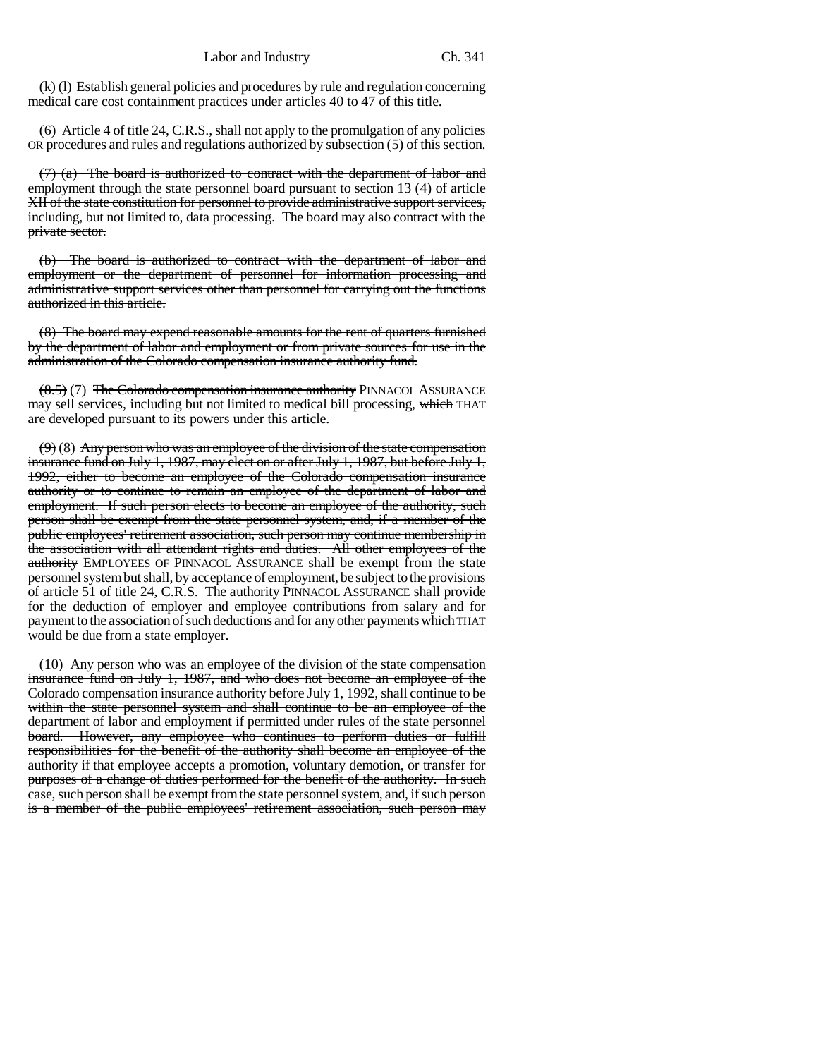~~(k)~~ (l) Establish general policies and procedures by rule and regulation concerning medical care cost containment practices under articles 40 to 47 of this title.

(6) Article 4 of title 24, C.R.S., shall not apply to the promulgation of any policies OR procedures ~~and rules and regulations~~ authorized by subsection (5) of this section.

~~(7) (a) The board is authorized to contract with the department of labor and employment through the state personnel board pursuant to section 13 (4) of article XII of the state constitution for personnel to provide administrative support services, including, but not limited to, data processing. The board may also contract with the private sector.~~

~~(b) The board is authorized to contract with the department of labor and employment or the department of personnel for information processing and administrative support services other than personnel for carrying out the functions authorized in this article.~~

~~(8) The board may expend reasonable amounts for the rent of quarters furnished by the department of labor and employment or from private sources for use in the administration of the Colorado compensation insurance authority fund.~~

~~(8.5)~~ (7) ~~The Colorado compensation insurance authority~~ PINNACOL ASSURANCE may sell services, including but not limited to medical bill processing, ~~which~~ THAT are developed pursuant to its powers under this article.

~~(9)~~ (8) ~~Any person who was an employee of the division of the state compensation insurance fund on July 1, 1987, may elect on or after July 1, 1987, but before July 1, 1992, either to become an employee of the Colorado compensation insurance authority or to continue to remain an employee of the department of labor and employment. If such person elects to become an employee of the authority, such person shall be exempt from the state personnel system, and, if a member of the public employees' retirement association, such person may continue membership in the association with all attendant rights and duties. All other employees of the authority~~ EMPLOYEES OF PINNACOL ASSURANCE shall be exempt from the state personnel system but shall, by acceptance of employment, be subject to the provisions of article 51 of title 24, C.R.S. ~~The authority~~ PINNACOL ASSURANCE shall provide for the deduction of employer and employee contributions from salary and for payment to the association of such deductions and for any other payments ~~which~~ THAT would be due from a state employer.

~~(10) Any person who was an employee of the division of the state compensation insurance fund on July 1, 1987, and who does not become an employee of the Colorado compensation insurance authority before July 1, 1992, shall continue to be within the state personnel system and shall continue to be an employee of the department of labor and employment if permitted under rules of the state personnel board. However, any employee who continues to perform duties or fulfill responsibilities for the benefit of the authority shall become an employee of the authority if that employee accepts a promotion, voluntary demotion, or transfer for purposes of a change of duties performed for the benefit of the authority. In such case, such person shall be exempt from the state personnel system, and, if such person is a member of the public employees' retirement association, such person may~~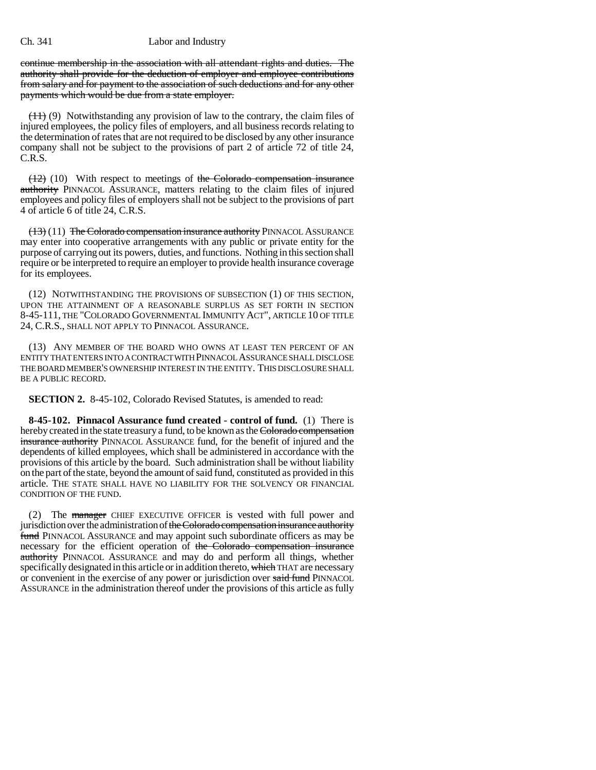continue membership in the association with all attendant rights and duties. The authority shall provide for the deduction of employer and employee contributions from salary and for payment to the association of such deductions and for any other payments which would be due from a state employer.

(11) (9) Notwithstanding any provision of law to the contrary, the claim files of injured employees, the policy files of employers, and all business records relating to the determination of rates that are not required to be disclosed by any other insurance company shall not be subject to the provisions of part 2 of article 72 of title 24, C.R.S.

(12) (10) With respect to meetings of the Colorado compensation insurance authority PINNACOL ASSURANCE, matters relating to the claim files of injured employees and policy files of employers shall not be subject to the provisions of part 4 of article 6 of title 24, C.R.S.

(13) (11) The Colorado compensation insurance authority PINNACOL ASSURANCE may enter into cooperative arrangements with any public or private entity for the purpose of carrying out its powers, duties, and functions. Nothing in this section shall require or be interpreted to require an employer to provide health insurance coverage for its employees.

(12) NOTWITHSTANDING THE PROVISIONS OF SUBSECTION (1) OF THIS SECTION, UPON THE ATTAINMENT OF A REASONABLE SURPLUS AS SET FORTH IN SECTION 8-45-111, THE "COLORADO GOVERNMENTAL IMMUNITY ACT", ARTICLE 10 OF TITLE 24, C.R.S., SHALL NOT APPLY TO PINNACOL ASSURANCE.

(13) ANY MEMBER OF THE BOARD WHO OWNS AT LEAST TEN PERCENT OF AN ENTITY THAT ENTERS INTO A CONTRACT WITH PINNACOL ASSURANCE SHALL DISCLOSE THE BOARD MEMBER'S OWNERSHIP INTEREST IN THE ENTITY. THIS DISCLOSURE SHALL BE A PUBLIC RECORD.

**SECTION 2.** 8-45-102, Colorado Revised Statutes, is amended to read:

**8-45-102. Pinnacol Assurance fund created - control of fund.** (1) There is hereby created in the state treasury a fund, to be known as the Colorado compensation insurance authority PINNACOL ASSURANCE fund, for the benefit of injured and the dependents of killed employees, which shall be administered in accordance with the provisions of this article by the board. Such administration shall be without liability on the part of the state, beyond the amount of said fund, constituted as provided in this article. THE STATE SHALL HAVE NO LIABILITY FOR THE SOLVENCY OR FINANCIAL CONDITION OF THE FUND.

(2) The manager CHIEF EXECUTIVE OFFICER is vested with full power and jurisdiction over the administration of the Colorado compensation insurance authority fund PINNACOL ASSURANCE and may appoint such subordinate officers as may be necessary for the efficient operation of the Colorado compensation insurance authority PINNACOL ASSURANCE and may do and perform all things, whether specifically designated in this article or in addition thereto, which THAT are necessary or convenient in the exercise of any power or jurisdiction over said fund PINNACOL ASSURANCE in the administration thereof under the provisions of this article as fully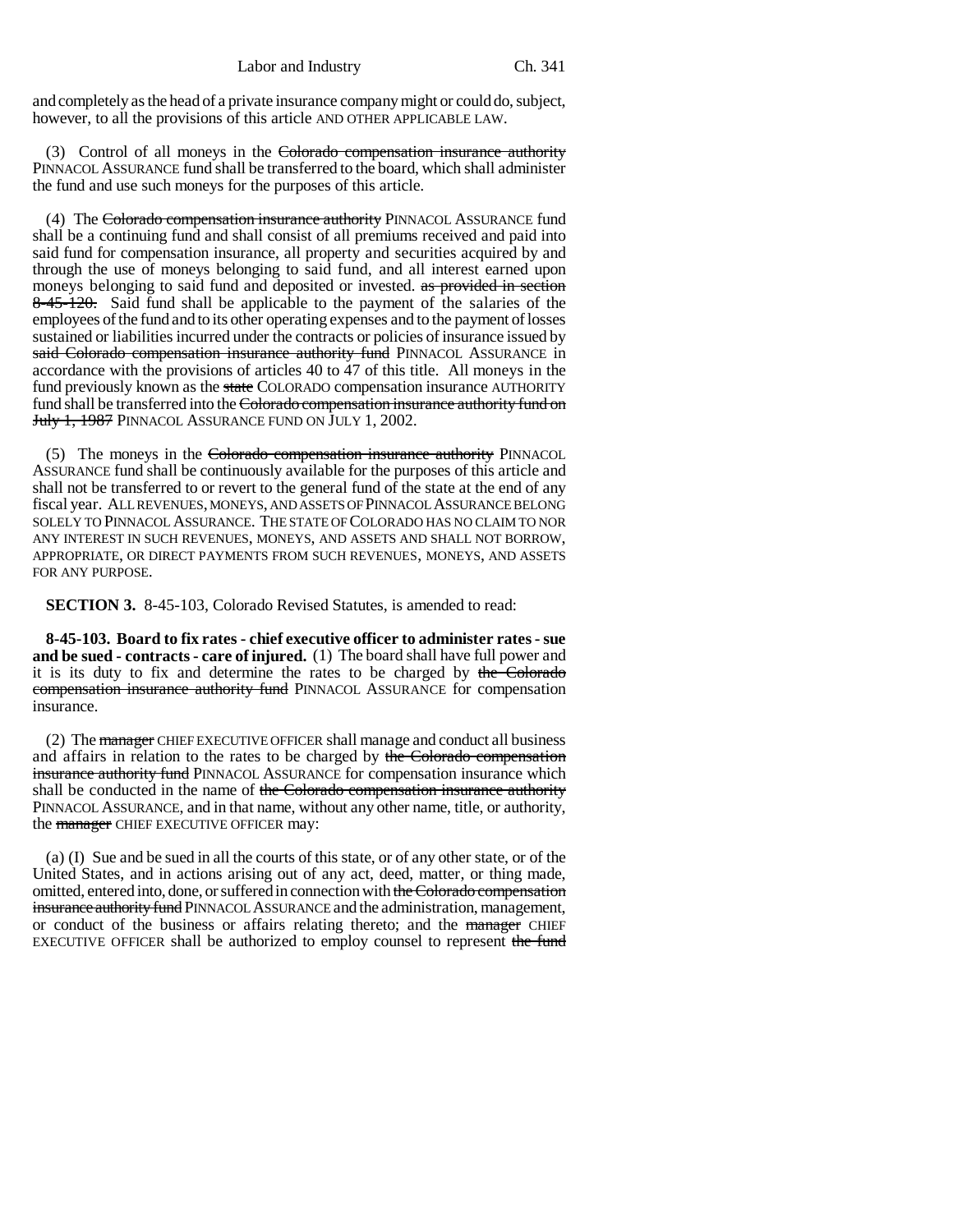and completely as the head of a private insurance company might or could do, subject, however, to all the provisions of this article AND OTHER APPLICABLE LAW.

(3) Control of all moneys in the ~~Colorado compensation insurance authority~~ PINNACOL ASSURANCE fund shall be transferred to the board, which shall administer the fund and use such moneys for the purposes of this article.

(4) The ~~Colorado compensation insurance authority~~ PINNACOL ASSURANCE fund shall be a continuing fund and shall consist of all premiums received and paid into said fund for compensation insurance, all property and securities acquired by and through the use of moneys belonging to said fund, and all interest earned upon moneys belonging to said fund and deposited or invested. ~~as provided in section 8-45-120.~~ Said fund shall be applicable to the payment of the salaries of the employees of the fund and to its other operating expenses and to the payment of losses sustained or liabilities incurred under the contracts or policies of insurance issued by ~~said Colorado compensation insurance authority fund~~ PINNACOL ASSURANCE in accordance with the provisions of articles 40 to 47 of this title. All moneys in the fund previously known as the ~~state~~ COLORADO compensation insurance AUTHORITY fund shall be transferred into the ~~Colorado compensation insurance authority fund on July 1, 1987~~ PINNACOL ASSURANCE FUND ON JULY 1, 2002.

(5) The moneys in the ~~Colorado compensation insurance authority~~ PINNACOL ASSURANCE fund shall be continuously available for the purposes of this article and shall not be transferred to or revert to the general fund of the state at the end of any fiscal year. ALL REVENUES, MONEYS, AND ASSETS OF PINNACOL ASSURANCE BELONG SOLELY TO PINNACOL ASSURANCE. THE STATE OF COLORADO HAS NO CLAIM TO NOR ANY INTEREST IN SUCH REVENUES, MONEYS, AND ASSETS AND SHALL NOT BORROW, APPROPRIATE, OR DIRECT PAYMENTS FROM SUCH REVENUES, MONEYS, AND ASSETS FOR ANY PURPOSE.

**SECTION 3.** 8-45-103, Colorado Revised Statutes, is amended to read:

**8-45-103. Board to fix rates - chief executive officer to administer rates - sue and be sued - contracts - care of injured.** (1) The board shall have full power and it is its duty to fix and determine the rates to be charged by ~~the Colorado compensation insurance authority fund~~ PINNACOL ASSURANCE for compensation insurance.

(2) The ~~manager~~ CHIEF EXECUTIVE OFFICER shall manage and conduct all business and affairs in relation to the rates to be charged by ~~the Colorado compensation insurance authority fund~~ PINNACOL ASSURANCE for compensation insurance which shall be conducted in the name of ~~the Colorado compensation insurance authority~~ PINNACOL ASSURANCE, and in that name, without any other name, title, or authority, the ~~manager~~ CHIEF EXECUTIVE OFFICER may:

(a) (I) Sue and be sued in all the courts of this state, or of any other state, or of the United States, and in actions arising out of any act, deed, matter, or thing made, omitted, entered into, done, or suffered in connection with ~~the Colorado compensation insurance authority fund~~ PINNACOL ASSURANCE and the administration, management, or conduct of the business or affairs relating thereto; and the ~~manager~~ CHIEF EXECUTIVE OFFICER shall be authorized to employ counsel to represent ~~the fund~~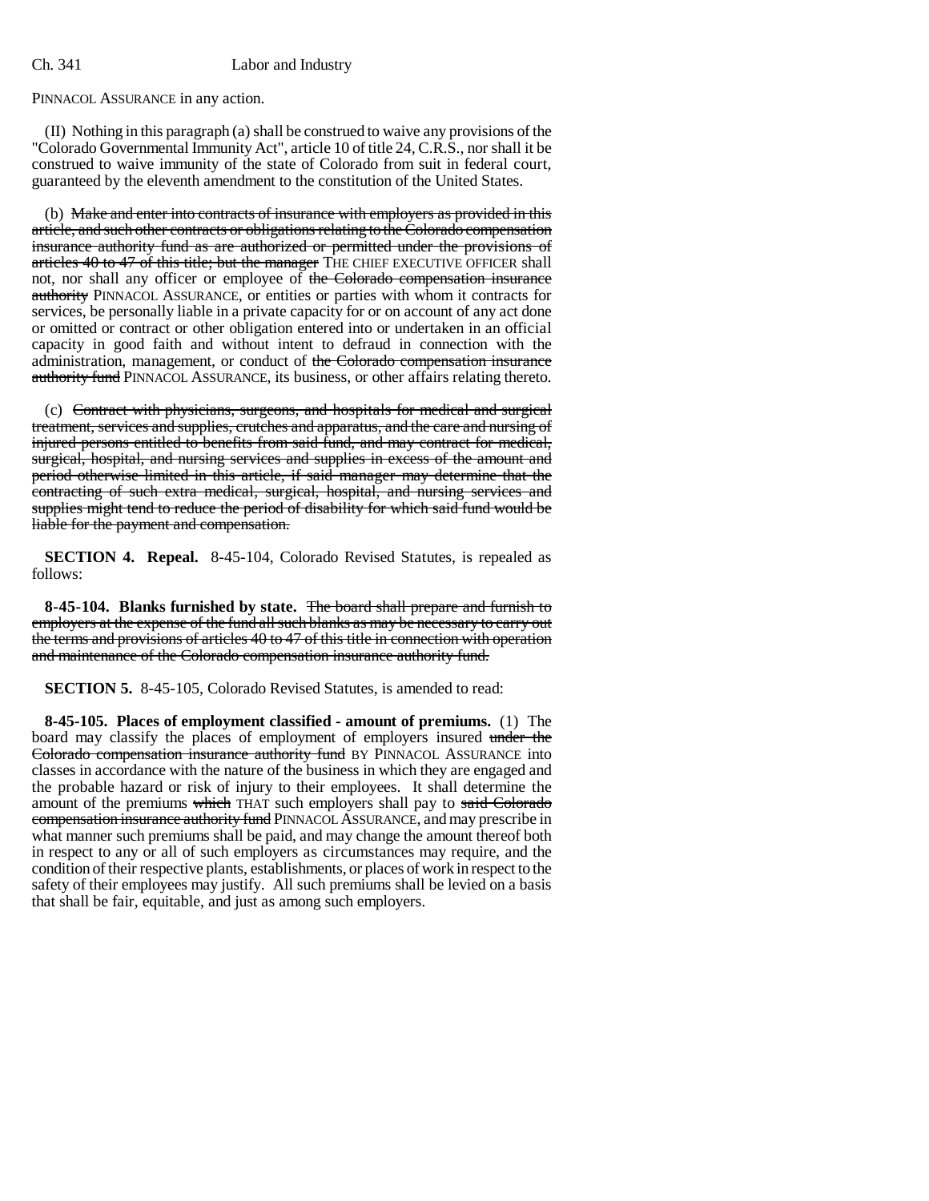PINNACOL ASSURANCE in any action.

(II) Nothing in this paragraph (a) shall be construed to waive any provisions of the "Colorado Governmental Immunity Act", article 10 of title 24, C.R.S., nor shall it be construed to waive immunity of the state of Colorado from suit in federal court, guaranteed by the eleventh amendment to the constitution of the United States.

(b) ~~Make and enter into contracts of insurance with employers as provided in this article, and such other contracts or obligations relating to the Colorado compensation insurance authority fund as are authorized or permitted under the provisions of articles 40 to 47 of this title; but the manager~~ THE CHIEF EXECUTIVE OFFICER shall not, nor shall any officer or employee of ~~the Colorado compensation insurance authority~~ PINNACOL ASSURANCE, or entities or parties with whom it contracts for services, be personally liable in a private capacity for or on account of any act done or omitted or contract or other obligation entered into or undertaken in an official capacity in good faith and without intent to defraud in connection with the administration, management, or conduct of ~~the Colorado compensation insurance authority fund~~ PINNACOL ASSURANCE, its business, or other affairs relating thereto.

(c) ~~Contract with physicians, surgeons, and hospitals for medical and surgical treatment, services and supplies, crutches and apparatus, and the care and nursing of injured persons entitled to benefits from said fund, and may contract for medical, surgical, hospital, and nursing services and supplies in excess of the amount and period otherwise limited in this article, if said manager may determine that the contracting of such extra medical, surgical, hospital, and nursing services and supplies might tend to reduce the period of disability for which said fund would be liable for the payment and compensation.~~

**SECTION 4. Repeal.** 8-45-104, Colorado Revised Statutes, is repealed as follows:

**8-45-104. Blanks furnished by state.** ~~The board shall prepare and furnish to employers at the expense of the fund all such blanks as may be necessary to carry out the terms and provisions of articles 40 to 47 of this title in connection with operation and maintenance of the Colorado compensation insurance authority fund.~~

**SECTION 5.** 8-45-105, Colorado Revised Statutes, is amended to read:

**8-45-105. Places of employment classified - amount of premiums.** (1) The board may classify the places of employment of employers insured ~~under the Colorado compensation insurance authority fund~~ BY PINNACOL ASSURANCE into classes in accordance with the nature of the business in which they are engaged and the probable hazard or risk of injury to their employees. It shall determine the amount of the premiums ~~which~~ THAT such employers shall pay to ~~said Colorado compensation insurance authority fund~~ PINNACOL ASSURANCE, and may prescribe in what manner such premiums shall be paid, and may change the amount thereof both in respect to any or all of such employers as circumstances may require, and the condition of their respective plants, establishments, or places of work in respect to the safety of their employees may justify. All such premiums shall be levied on a basis that shall be fair, equitable, and just as among such employers.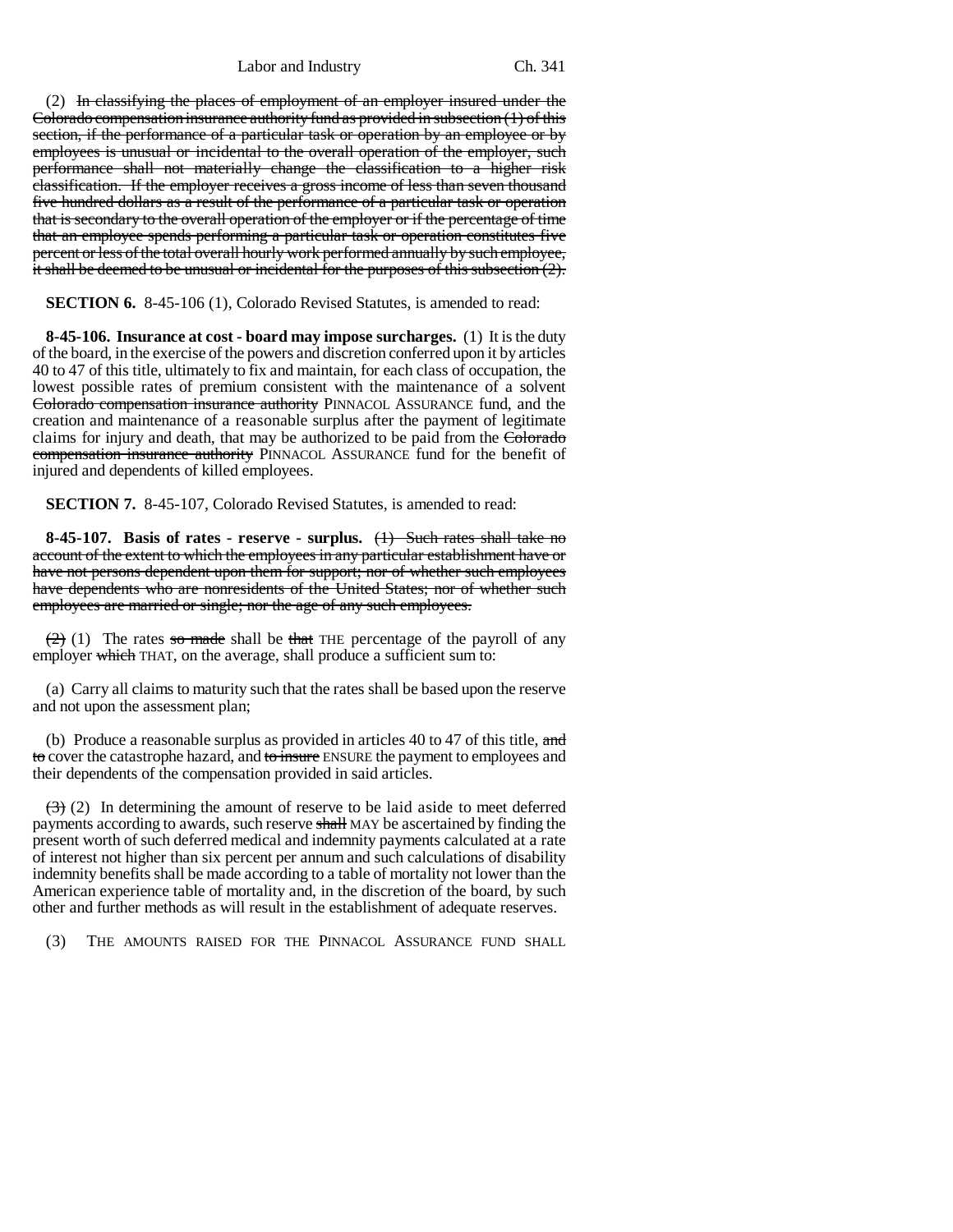(2) ~~In classifying the places of employment of an employer insured under the Colorado compensation insurance authority fund as provided in subsection (1) of this section, if the performance of a particular task or operation by an employee or by employees is unusual or incidental to the overall operation of the employer, such performance shall not materially change the classification to a higher risk classification. If the employer receives a gross income of less than seven thousand five hundred dollars as a result of the performance of a particular task or operation that is secondary to the overall operation of the employer or if the percentage of time that an employee spends performing a particular task or operation constitutes five percent or less of the total overall hourly work performed annually by such employee, it shall be deemed to be unusual or incidental for the purposes of this subsection (2).~~

**SECTION 6.** 8-45-106 (1), Colorado Revised Statutes, is amended to read:

**8-45-106. Insurance at cost - board may impose surcharges.** (1) It is the duty of the board, in the exercise of the powers and discretion conferred upon it by articles 40 to 47 of this title, ultimately to fix and maintain, for each class of occupation, the lowest possible rates of premium consistent with the maintenance of a solvent ~~Colorado compensation insurance authority~~ PINNACOL ASSURANCE fund, and the creation and maintenance of a reasonable surplus after the payment of legitimate claims for injury and death, that may be authorized to be paid from the ~~Colorado compensation insurance authority~~ PINNACOL ASSURANCE fund for the benefit of injured and dependents of killed employees.

**SECTION 7.** 8-45-107, Colorado Revised Statutes, is amended to read:

**8-45-107. Basis of rates - reserve - surplus.** ~~(1) Such rates shall take no account of the extent to which the employees in any particular establishment have or have not persons dependent upon them for support; nor of whether such employees have dependents who are nonresidents of the United States; nor of whether such employees are married or single; nor the age of any such employees.~~

~~(2)~~ (1) The rates ~~so made~~ shall be ~~that~~ THE percentage of the payroll of any employer ~~which~~ THAT, on the average, shall produce a sufficient sum to:

(a) Carry all claims to maturity such that the rates shall be based upon the reserve and not upon the assessment plan;

(b) Produce a reasonable surplus as provided in articles 40 to 47 of this title, ~~and to~~ cover the catastrophe hazard, and ~~to insure~~ ENSURE the payment to employees and their dependents of the compensation provided in said articles.

~~(3)~~ (2) In determining the amount of reserve to be laid aside to meet deferred payments according to awards, such reserve ~~shall~~ MAY be ascertained by finding the present worth of such deferred medical and indemnity payments calculated at a rate of interest not higher than six percent per annum and such calculations of disability indemnity benefits shall be made according to a table of mortality not lower than the American experience table of mortality and, in the discretion of the board, by such other and further methods as will result in the establishment of adequate reserves.

(3) THE AMOUNTS RAISED FOR THE PINNACOL ASSURANCE FUND SHALL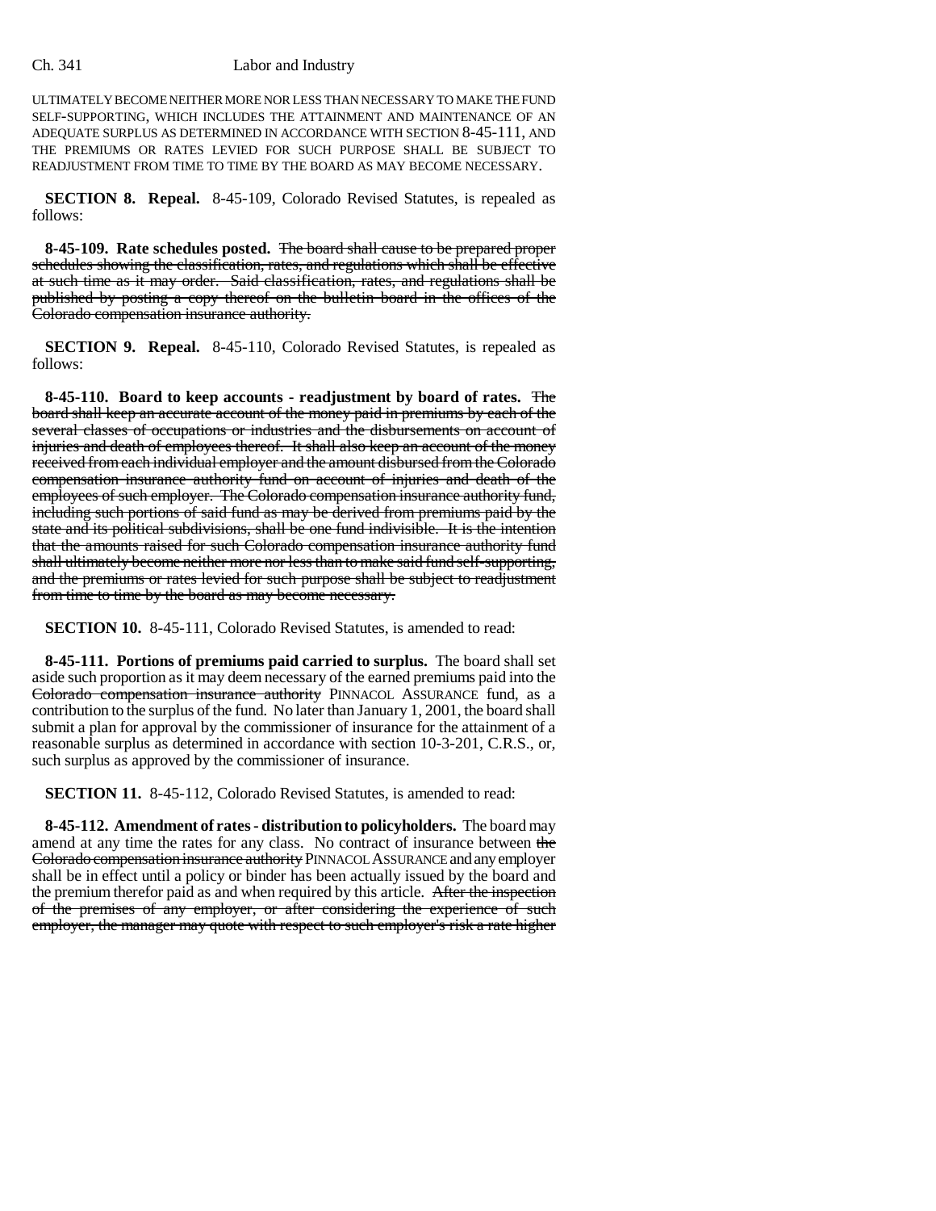ULTIMATELY BECOME NEITHER MORE NOR LESS THAN NECESSARY TO MAKE THE FUND SELF-SUPPORTING, WHICH INCLUDES THE ATTAINMENT AND MAINTENANCE OF AN ADEQUATE SURPLUS AS DETERMINED IN ACCORDANCE WITH SECTION 8-45-111, AND THE PREMIUMS OR RATES LEVIED FOR SUCH PURPOSE SHALL BE SUBJECT TO READJUSTMENT FROM TIME TO TIME BY THE BOARD AS MAY BECOME NECESSARY.

**SECTION 8. Repeal.** 8-45-109, Colorado Revised Statutes, is repealed as follows:

**8-45-109. Rate schedules posted.** ~~The board shall cause to be prepared proper schedules showing the classification, rates, and regulations which shall be effective at such time as it may order. Said classification, rates, and regulations shall be published by posting a copy thereof on the bulletin board in the offices of the Colorado compensation insurance authority.~~

**SECTION 9. Repeal.** 8-45-110, Colorado Revised Statutes, is repealed as follows:

**8-45-110. Board to keep accounts - readjustment by board of rates.** ~~The board shall keep an accurate account of the money paid in premiums by each of the several classes of occupations or industries and the disbursements on account of injuries and death of employees thereof. It shall also keep an account of the money received from each individual employer and the amount disbursed from the Colorado compensation insurance authority fund on account of injuries and death of the employees of such employer. The Colorado compensation insurance authority fund, including such portions of said fund as may be derived from premiums paid by the state and its political subdivisions, shall be one fund indivisible. It is the intention that the amounts raised for such Colorado compensation insurance authority fund shall ultimately become neither more nor less than to make said fund self-supporting, and the premiums or rates levied for such purpose shall be subject to readjustment from time to time by the board as may become necessary.~~

**SECTION 10.** 8-45-111, Colorado Revised Statutes, is amended to read:

**8-45-111. Portions of premiums paid carried to surplus.** The board shall set aside such proportion as it may deem necessary of the earned premiums paid into the ~~Colorado compensation insurance authority~~ PINNACOL ASSURANCE fund, as a contribution to the surplus of the fund. No later than January 1, 2001, the board shall submit a plan for approval by the commissioner of insurance for the attainment of a reasonable surplus as determined in accordance with section 10-3-201, C.R.S., or, such surplus as approved by the commissioner of insurance.

**SECTION 11.** 8-45-112, Colorado Revised Statutes, is amended to read:

**8-45-112. Amendment of rates - distribution to policyholders.** The board may amend at any time the rates for any class. No contract of insurance between ~~the Colorado compensation insurance authority~~ PINNACOL ASSURANCE and any employer shall be in effect until a policy or binder has been actually issued by the board and the premium therefor paid as and when required by this article. ~~After the inspection of the premises of any employer, or after considering the experience of such employer, the manager may quote with respect to such employer's risk a rate higher~~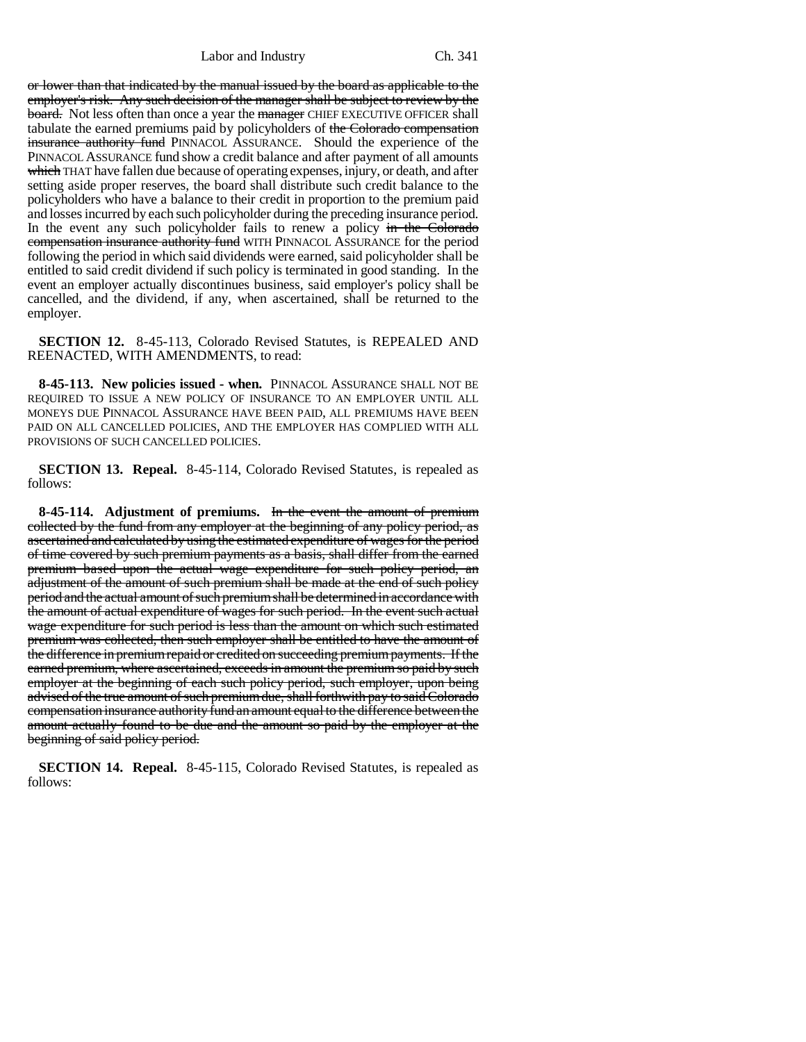or lower than that indicated by the manual issued by the board as applicable to the employer's risk. Any such decision of the manager shall be subject to review by the board. Not less often than once a year the manager CHIEF EXECUTIVE OFFICER shall tabulate the earned premiums paid by policyholders of the Colorado compensation insurance authority fund PINNACOL ASSURANCE. Should the experience of the PINNACOL ASSURANCE fund show a credit balance and after payment of all amounts which THAT have fallen due because of operating expenses, injury, or death, and after setting aside proper reserves, the board shall distribute such credit balance to the policyholders who have a balance to their credit in proportion to the premium paid and losses incurred by each such policyholder during the preceding insurance period. In the event any such policyholder fails to renew a policy in the Colorado compensation insurance authority fund WITH PINNACOL ASSURANCE for the period following the period in which said dividends were earned, said policyholder shall be entitled to said credit dividend if such policy is terminated in good standing. In the event an employer actually discontinues business, said employer's policy shall be cancelled, and the dividend, if any, when ascertained, shall be returned to the employer.

**SECTION 12.** 8-45-113, Colorado Revised Statutes, is REPEALED AND REENACTED, WITH AMENDMENTS, to read:

**8-45-113. New policies issued - when.** PINNACOL ASSURANCE SHALL NOT BE REQUIRED TO ISSUE A NEW POLICY OF INSURANCE TO AN EMPLOYER UNTIL ALL MONEYS DUE PINNACOL ASSURANCE HAVE BEEN PAID, ALL PREMIUMS HAVE BEEN PAID ON ALL CANCELLED POLICIES, AND THE EMPLOYER HAS COMPLIED WITH ALL PROVISIONS OF SUCH CANCELLED POLICIES.

**SECTION 13. Repeal.** 8-45-114, Colorado Revised Statutes, is repealed as follows:

**8-45-114. Adjustment of premiums.** In the event the amount of premium collected by the fund from any employer at the beginning of any policy period, as ascertained and calculated by using the estimated expenditure of wages for the period of time covered by such premium payments as a basis, shall differ from the earned premium based upon the actual wage expenditure for such policy period, an adjustment of the amount of such premium shall be made at the end of such policy period and the actual amount of such premium shall be determined in accordance with the amount of actual expenditure of wages for such period. In the event such actual wage expenditure for such period is less than the amount on which such estimated premium was collected, then such employer shall be entitled to have the amount of the difference in premium repaid or credited on succeeding premium payments. If the earned premium, where ascertained, exceeds in amount the premium so paid by such employer at the beginning of each such policy period, such employer, upon being advised of the true amount of such premium due, shall forthwith pay to said Colorado compensation insurance authority fund an amount equal to the difference between the amount actually found to be due and the amount so paid by the employer at the beginning of said policy period.

**SECTION 14. Repeal.** 8-45-115, Colorado Revised Statutes, is repealed as follows: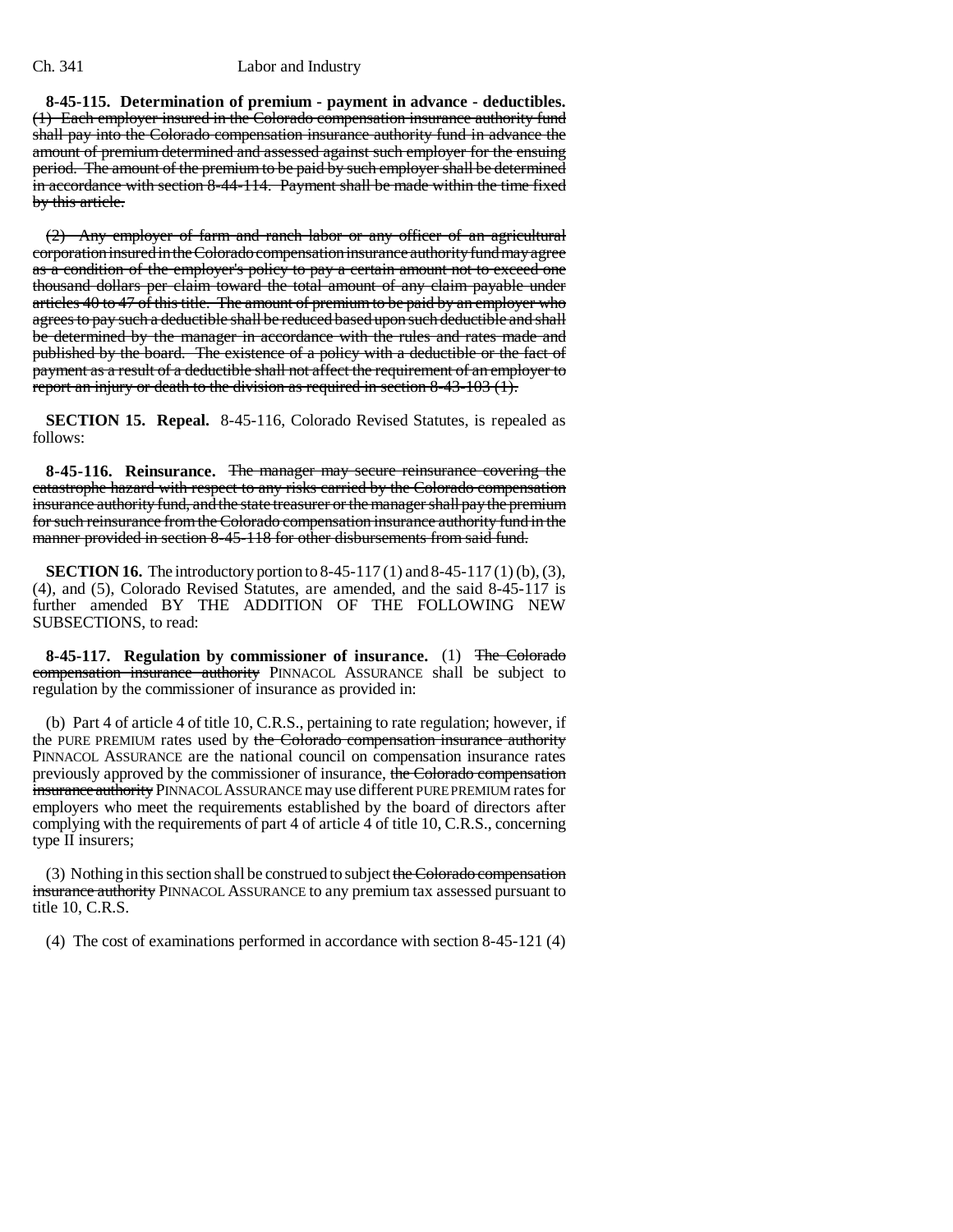**8-45-115. Determination of premium - payment in advance - deductibles.** ~~(1) Each employer insured in the Colorado compensation insurance authority fund shall pay into the Colorado compensation insurance authority fund in advance the amount of premium determined and assessed against such employer for the ensuing period. The amount of the premium to be paid by such employer shall be determined in accordance with section 8-44-114. Payment shall be made within the time fixed by this article.~~

~~(2) Any employer of farm and ranch labor or any officer of an agricultural corporation insured in the Colorado compensation insurance authority fund may agree as a condition of the employer's policy to pay a certain amount not to exceed one thousand dollars per claim toward the total amount of any claim payable under articles 40 to 47 of this title. The amount of premium to be paid by an employer who agrees to pay such a deductible shall be reduced based upon such deductible and shall be determined by the manager in accordance with the rules and rates made and published by the board. The existence of a policy with a deductible or the fact of payment as a result of a deductible shall not affect the requirement of an employer to report an injury or death to the division as required in section 8-43-103 (1).~~

**SECTION 15. Repeal.** 8-45-116, Colorado Revised Statutes, is repealed as follows:

**8-45-116. Reinsurance.** ~~The manager may secure reinsurance covering the catastrophe hazard with respect to any risks carried by the Colorado compensation insurance authority fund, and the state treasurer or the manager shall pay the premium for such reinsurance from the Colorado compensation insurance authority fund in the manner provided in section 8-45-118 for other disbursements from said fund.~~

**SECTION 16.** The introductory portion to 8-45-117 (1) and 8-45-117 (1) (b), (3), (4), and (5), Colorado Revised Statutes, are amended, and the said 8-45-117 is further amended BY THE ADDITION OF THE FOLLOWING NEW SUBSECTIONS, to read:

**8-45-117. Regulation by commissioner of insurance.** (1) ~~The Colorado compensation insurance authority~~ PINNACOL ASSURANCE shall be subject to regulation by the commissioner of insurance as provided in:

(b) Part 4 of article 4 of title 10, C.R.S., pertaining to rate regulation; however, if the PURE PREMIUM rates used by ~~the Colorado compensation insurance authority~~ PINNACOL ASSURANCE are the national council on compensation insurance rates previously approved by the commissioner of insurance, ~~the Colorado compensation insurance authority~~ PINNACOL ASSURANCE may use different PURE PREMIUM rates for employers who meet the requirements established by the board of directors after complying with the requirements of part 4 of article 4 of title 10, C.R.S., concerning type II insurers;

(3) Nothing in this section shall be construed to subject ~~the Colorado compensation insurance authority~~ PINNACOL ASSURANCE to any premium tax assessed pursuant to title 10, C.R.S.

(4) The cost of examinations performed in accordance with section 8-45-121 (4)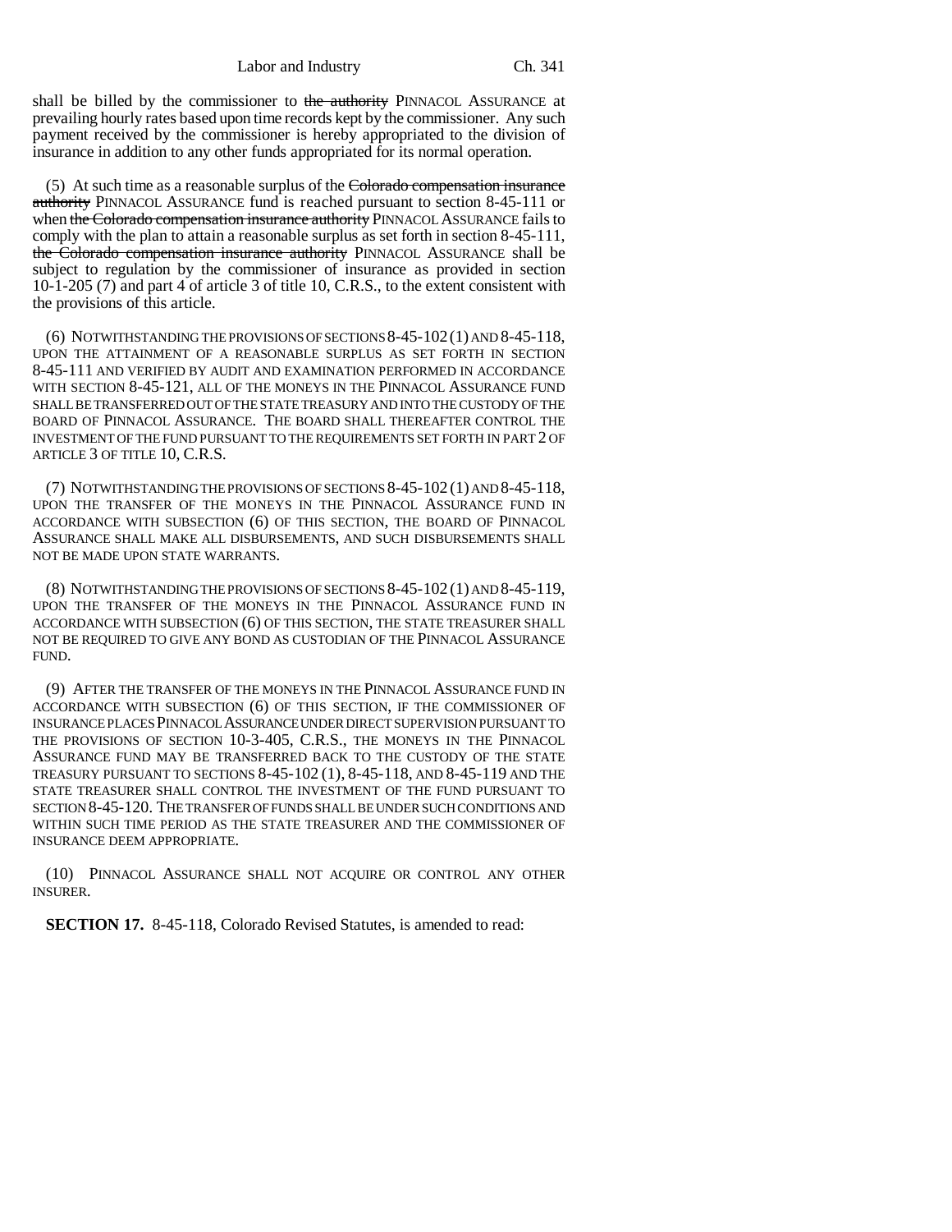shall be billed by the commissioner to ~~the authority~~ PINNACOL ASSURANCE at prevailing hourly rates based upon time records kept by the commissioner. Any such payment received by the commissioner is hereby appropriated to the division of insurance in addition to any other funds appropriated for its normal operation.

(5) At such time as a reasonable surplus of the ~~Colorado compensation insurance authority~~ PINNACOL ASSURANCE fund is reached pursuant to section 8-45-111 or when ~~the Colorado compensation insurance authority~~ PINNACOL ASSURANCE fails to comply with the plan to attain a reasonable surplus as set forth in section 8-45-111, ~~the Colorado compensation insurance authority~~ PINNACOL ASSURANCE shall be subject to regulation by the commissioner of insurance as provided in section 10-1-205 (7) and part 4 of article 3 of title 10, C.R.S., to the extent consistent with the provisions of this article.

(6) NOTWITHSTANDING THE PROVISIONS OF SECTIONS 8-45-102 (1) AND 8-45-118, UPON THE ATTAINMENT OF A REASONABLE SURPLUS AS SET FORTH IN SECTION 8-45-111 AND VERIFIED BY AUDIT AND EXAMINATION PERFORMED IN ACCORDANCE WITH SECTION 8-45-121, ALL OF THE MONEYS IN THE PINNACOL ASSURANCE FUND SHALL BE TRANSFERRED OUT OF THE STATE TREASURY AND INTO THE CUSTODY OF THE BOARD OF PINNACOL ASSURANCE. THE BOARD SHALL THEREAFTER CONTROL THE INVESTMENT OF THE FUND PURSUANT TO THE REQUIREMENTS SET FORTH IN PART 2 OF ARTICLE 3 OF TITLE 10, C.R.S.

(7) NOTWITHSTANDING THE PROVISIONS OF SECTIONS 8-45-102 (1) AND 8-45-118, UPON THE TRANSFER OF THE MONEYS IN THE PINNACOL ASSURANCE FUND IN ACCORDANCE WITH SUBSECTION (6) OF THIS SECTION, THE BOARD OF PINNACOL ASSURANCE SHALL MAKE ALL DISBURSEMENTS, AND SUCH DISBURSEMENTS SHALL NOT BE MADE UPON STATE WARRANTS.

(8) NOTWITHSTANDING THE PROVISIONS OF SECTIONS 8-45-102 (1) AND 8-45-119, UPON THE TRANSFER OF THE MONEYS IN THE PINNACOL ASSURANCE FUND IN ACCORDANCE WITH SUBSECTION (6) OF THIS SECTION, THE STATE TREASURER SHALL NOT BE REQUIRED TO GIVE ANY BOND AS CUSTODIAN OF THE PINNACOL ASSURANCE FUND.

(9) AFTER THE TRANSFER OF THE MONEYS IN THE PINNACOL ASSURANCE FUND IN ACCORDANCE WITH SUBSECTION (6) OF THIS SECTION, IF THE COMMISSIONER OF INSURANCE PLACES PINNACOL ASSURANCE UNDER DIRECT SUPERVISION PURSUANT TO THE PROVISIONS OF SECTION 10-3-405, C.R.S., THE MONEYS IN THE PINNACOL ASSURANCE FUND MAY BE TRANSFERRED BACK TO THE CUSTODY OF THE STATE TREASURY PURSUANT TO SECTIONS 8-45-102 (1), 8-45-118, AND 8-45-119 AND THE STATE TREASURER SHALL CONTROL THE INVESTMENT OF THE FUND PURSUANT TO SECTION 8-45-120. THE TRANSFER OF FUNDS SHALL BE UNDER SUCH CONDITIONS AND WITHIN SUCH TIME PERIOD AS THE STATE TREASURER AND THE COMMISSIONER OF INSURANCE DEEM APPROPRIATE.

(10) PINNACOL ASSURANCE SHALL NOT ACQUIRE OR CONTROL ANY OTHER INSURER.

**SECTION 17.** 8-45-118, Colorado Revised Statutes, is amended to read: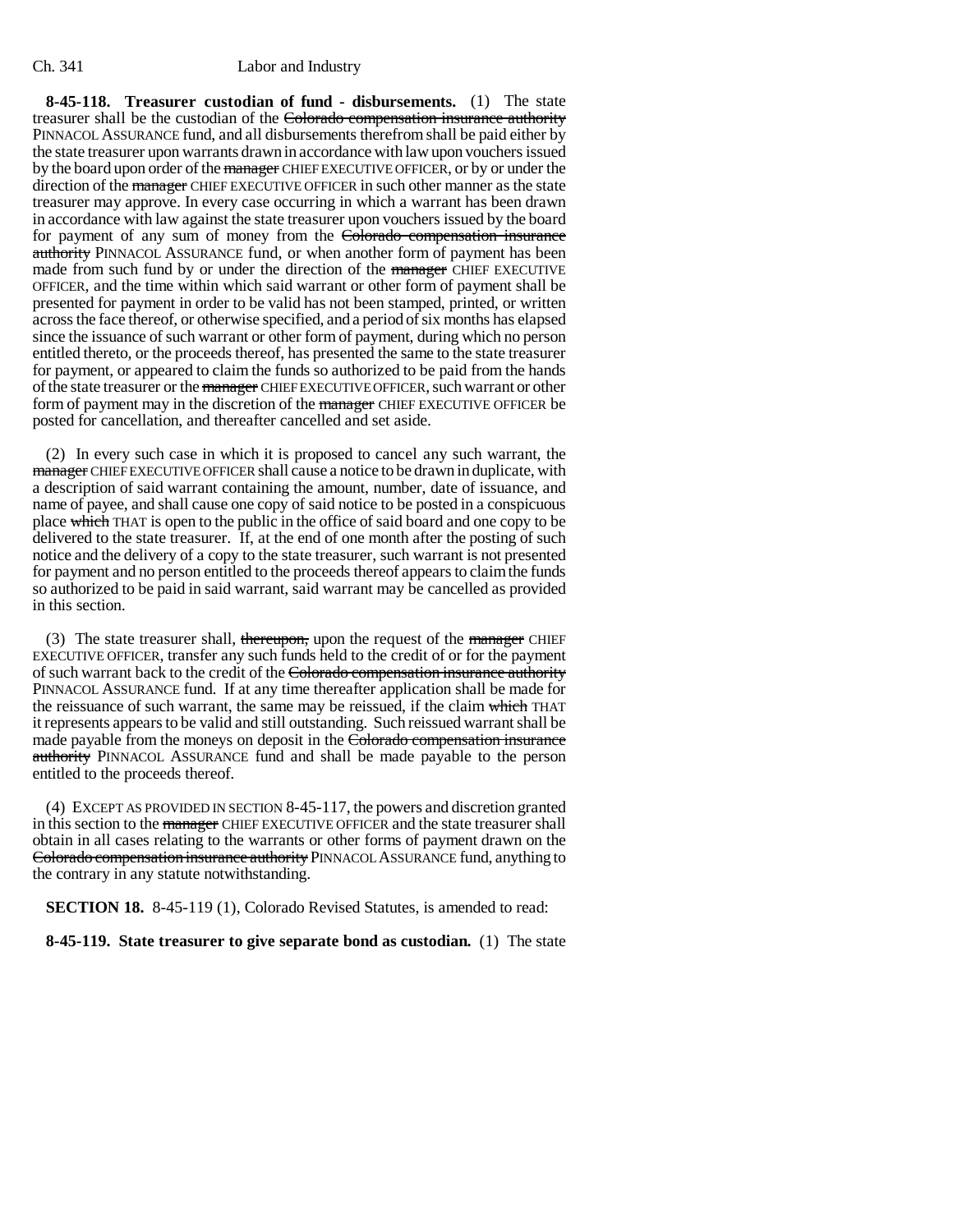**8-45-118. Treasurer custodian of fund - disbursements.** (1) The state treasurer shall be the custodian of the ~~Colorado compensation insurance authority~~ PINNACOL ASSURANCE fund, and all disbursements therefrom shall be paid either by the state treasurer upon warrants drawn in accordance with law upon vouchers issued by the board upon order of the ~~manager~~ CHIEF EXECUTIVE OFFICER, or by or under the direction of the ~~manager~~ CHIEF EXECUTIVE OFFICER in such other manner as the state treasurer may approve. In every case occurring in which a warrant has been drawn in accordance with law against the state treasurer upon vouchers issued by the board for payment of any sum of money from the ~~Colorado compensation insurance authority~~ PINNACOL ASSURANCE fund, or when another form of payment has been made from such fund by or under the direction of the ~~manager~~ CHIEF EXECUTIVE OFFICER, and the time within which said warrant or other form of payment shall be presented for payment in order to be valid has not been stamped, printed, or written across the face thereof, or otherwise specified, and a period of six months has elapsed since the issuance of such warrant or other form of payment, during which no person entitled thereto, or the proceeds thereof, has presented the same to the state treasurer for payment, or appeared to claim the funds so authorized to be paid from the hands of the state treasurer or the ~~manager~~ CHIEF EXECUTIVE OFFICER, such warrant or other form of payment may in the discretion of the ~~manager~~ CHIEF EXECUTIVE OFFICER be posted for cancellation, and thereafter cancelled and set aside.

(2) In every such case in which it is proposed to cancel any such warrant, the ~~manager~~ CHIEF EXECUTIVE OFFICER shall cause a notice to be drawn in duplicate, with a description of said warrant containing the amount, number, date of issuance, and name of payee, and shall cause one copy of said notice to be posted in a conspicuous place ~~which~~ THAT is open to the public in the office of said board and one copy to be delivered to the state treasurer. If, at the end of one month after the posting of such notice and the delivery of a copy to the state treasurer, such warrant is not presented for payment and no person entitled to the proceeds thereof appears to claim the funds so authorized to be paid in said warrant, said warrant may be cancelled as provided in this section.

(3) The state treasurer shall, ~~thereupon,~~ upon the request of the ~~manager~~ CHIEF EXECUTIVE OFFICER, transfer any such funds held to the credit of or for the payment of such warrant back to the credit of the ~~Colorado compensation insurance authority~~ PINNACOL ASSURANCE fund. If at any time thereafter application shall be made for the reissuance of such warrant, the same may be reissued, if the claim ~~which~~ THAT it represents appears to be valid and still outstanding. Such reissued warrant shall be made payable from the moneys on deposit in the ~~Colorado compensation insurance authority~~ PINNACOL ASSURANCE fund and shall be made payable to the person entitled to the proceeds thereof.

(4) EXCEPT AS PROVIDED IN SECTION 8-45-117, the powers and discretion granted in this section to the ~~manager~~ CHIEF EXECUTIVE OFFICER and the state treasurer shall obtain in all cases relating to the warrants or other forms of payment drawn on the ~~Colorado compensation insurance authority~~ PINNACOL ASSURANCE fund, anything to the contrary in any statute notwithstanding.

**SECTION 18.** 8-45-119 (1), Colorado Revised Statutes, is amended to read:

**8-45-119. State treasurer to give separate bond as custodian.** (1) The state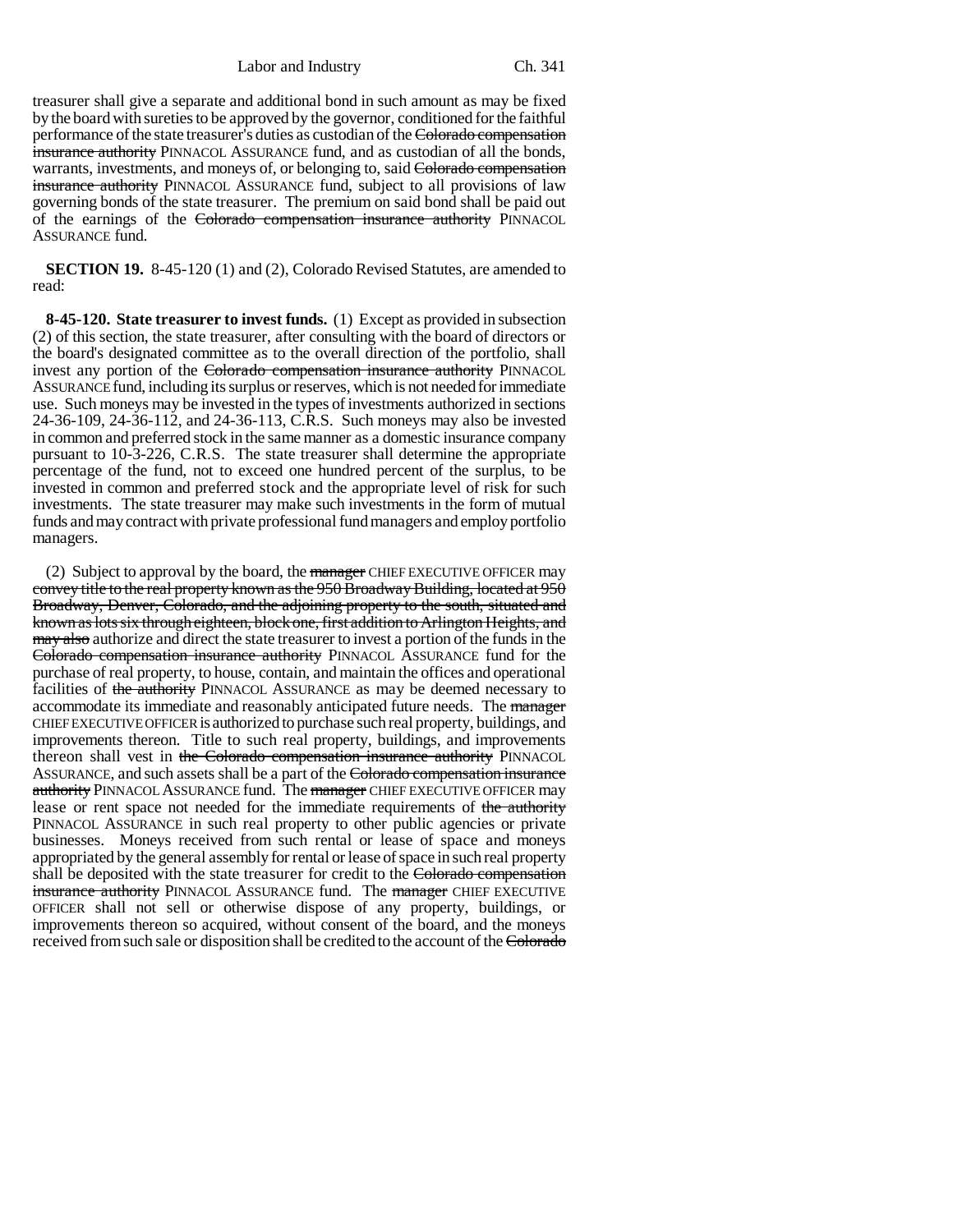treasurer shall give a separate and additional bond in such amount as may be fixed by the board with sureties to be approved by the governor, conditioned for the faithful performance of the state treasurer's duties as custodian of the ~~Colorado compensation insurance authority~~ PINNACOL ASSURANCE fund, and as custodian of all the bonds, warrants, investments, and moneys of, or belonging to, said ~~Colorado compensation insurance authority~~ PINNACOL ASSURANCE fund, subject to all provisions of law governing bonds of the state treasurer. The premium on said bond shall be paid out of the earnings of the ~~Colorado compensation insurance authority~~ PINNACOL ASSURANCE fund.

**SECTION 19.** 8-45-120 (1) and (2), Colorado Revised Statutes, are amended to read:

**8-45-120. State treasurer to invest funds.** (1) Except as provided in subsection (2) of this section, the state treasurer, after consulting with the board of directors or the board's designated committee as to the overall direction of the portfolio, shall invest any portion of the ~~Colorado compensation insurance authority~~ PINNACOL ASSURANCE fund, including its surplus or reserves, which is not needed for immediate use. Such moneys may be invested in the types of investments authorized in sections 24-36-109, 24-36-112, and 24-36-113, C.R.S. Such moneys may also be invested in common and preferred stock in the same manner as a domestic insurance company pursuant to 10-3-226, C.R.S. The state treasurer shall determine the appropriate percentage of the fund, not to exceed one hundred percent of the surplus, to be invested in common and preferred stock and the appropriate level of risk for such investments. The state treasurer may make such investments in the form of mutual funds and may contract with private professional fund managers and employ portfolio managers.

(2) Subject to approval by the board, the ~~manager~~ CHIEF EXECUTIVE OFFICER may ~~convey title to the real property known as the 950 Broadway Building, located at 950 Broadway, Denver, Colorado, and the adjoining property to the south, situated and known as lots six through eighteen, block one, first addition to Arlington Heights, and may also~~ authorize and direct the state treasurer to invest a portion of the funds in the ~~Colorado compensation insurance authority~~ PINNACOL ASSURANCE fund for the purchase of real property, to house, contain, and maintain the offices and operational facilities of ~~the authority~~ PINNACOL ASSURANCE as may be deemed necessary to accommodate its immediate and reasonably anticipated future needs. The ~~manager~~ CHIEF EXECUTIVE OFFICER is authorized to purchase such real property, buildings, and improvements thereon. Title to such real property, buildings, and improvements thereon shall vest in ~~the Colorado compensation insurance authority~~ PINNACOL ASSURANCE, and such assets shall be a part of the ~~Colorado compensation insurance authority~~ PINNACOL ASSURANCE fund. The ~~manager~~ CHIEF EXECUTIVE OFFICER may lease or rent space not needed for the immediate requirements of ~~the authority~~ PINNACOL ASSURANCE in such real property to other public agencies or private businesses. Moneys received from such rental or lease of space and moneys appropriated by the general assembly for rental or lease of space in such real property shall be deposited with the state treasurer for credit to the ~~Colorado compensation insurance authority~~ PINNACOL ASSURANCE fund. The ~~manager~~ CHIEF EXECUTIVE OFFICER shall not sell or otherwise dispose of any property, buildings, or improvements thereon so acquired, without consent of the board, and the moneys received from such sale or disposition shall be credited to the account of the ~~Colorado~~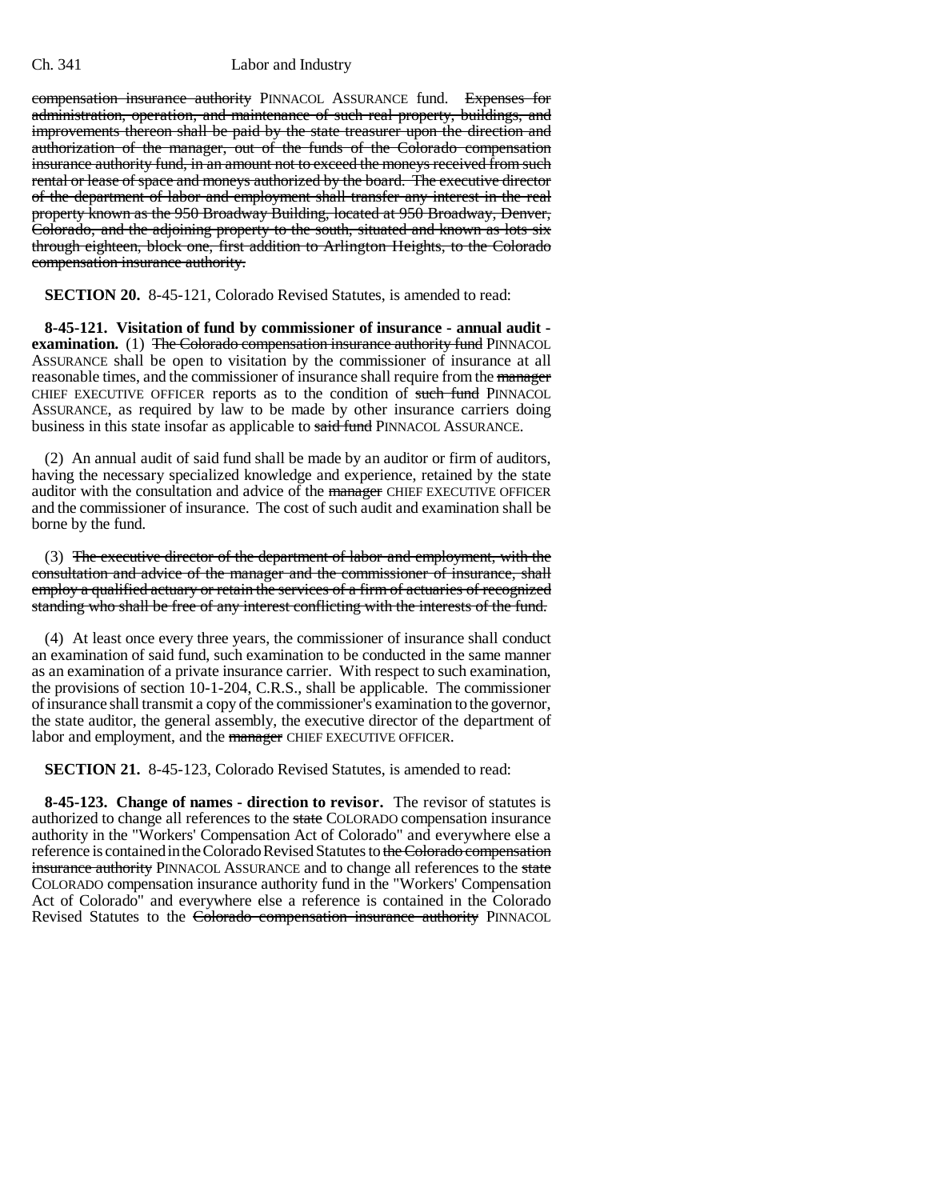compensation insurance authority PINNACOL ASSURANCE fund. ~~Expenses for administration, operation, and maintenance of such real property, buildings, and improvements thereon shall be paid by the state treasurer upon the direction and authorization of the manager, out of the funds of the Colorado compensation insurance authority fund, in an amount not to exceed the moneys received from such rental or lease of space and moneys authorized by the board. The executive director of the department of labor and employment shall transfer any interest in the real property known as the 950 Broadway Building, located at 950 Broadway, Denver, Colorado, and the adjoining property to the south, situated and known as lots six through eighteen, block one, first addition to Arlington Heights, to the Colorado compensation insurance authority.~~

**SECTION 20.** 8-45-121, Colorado Revised Statutes, is amended to read:

**8-45-121. Visitation of fund by commissioner of insurance - annual audit - examination.** (1) ~~The Colorado compensation insurance authority fund~~ PINNACOL ASSURANCE shall be open to visitation by the commissioner of insurance at all reasonable times, and the commissioner of insurance shall require from the ~~manager~~ CHIEF EXECUTIVE OFFICER reports as to the condition of ~~such fund~~ PINNACOL ASSURANCE, as required by law to be made by other insurance carriers doing business in this state insofar as applicable to ~~said fund~~ PINNACOL ASSURANCE.

(2) An annual audit of said fund shall be made by an auditor or firm of auditors, having the necessary specialized knowledge and experience, retained by the state auditor with the consultation and advice of the ~~manager~~ CHIEF EXECUTIVE OFFICER and the commissioner of insurance. The cost of such audit and examination shall be borne by the fund.

(3) ~~The executive director of the department of labor and employment, with the consultation and advice of the manager and the commissioner of insurance, shall employ a qualified actuary or retain the services of a firm of actuaries of recognized standing who shall be free of any interest conflicting with the interests of the fund.~~

(4) At least once every three years, the commissioner of insurance shall conduct an examination of said fund, such examination to be conducted in the same manner as an examination of a private insurance carrier. With respect to such examination, the provisions of section 10-1-204, C.R.S., shall be applicable. The commissioner of insurance shall transmit a copy of the commissioner's examination to the governor, the state auditor, the general assembly, the executive director of the department of labor and employment, and the ~~manager~~ CHIEF EXECUTIVE OFFICER.

**SECTION 21.** 8-45-123, Colorado Revised Statutes, is amended to read:

**8-45-123. Change of names - direction to revisor.** The revisor of statutes is authorized to change all references to the ~~state~~ COLORADO compensation insurance authority in the "Workers' Compensation Act of Colorado" and everywhere else a reference is contained in the Colorado Revised Statutes to ~~the Colorado compensation insurance authority~~ PINNACOL ASSURANCE and to change all references to the ~~state~~ COLORADO compensation insurance authority fund in the "Workers' Compensation Act of Colorado" and everywhere else a reference is contained in the Colorado Revised Statutes to the ~~Colorado compensation insurance authority~~ PINNACOL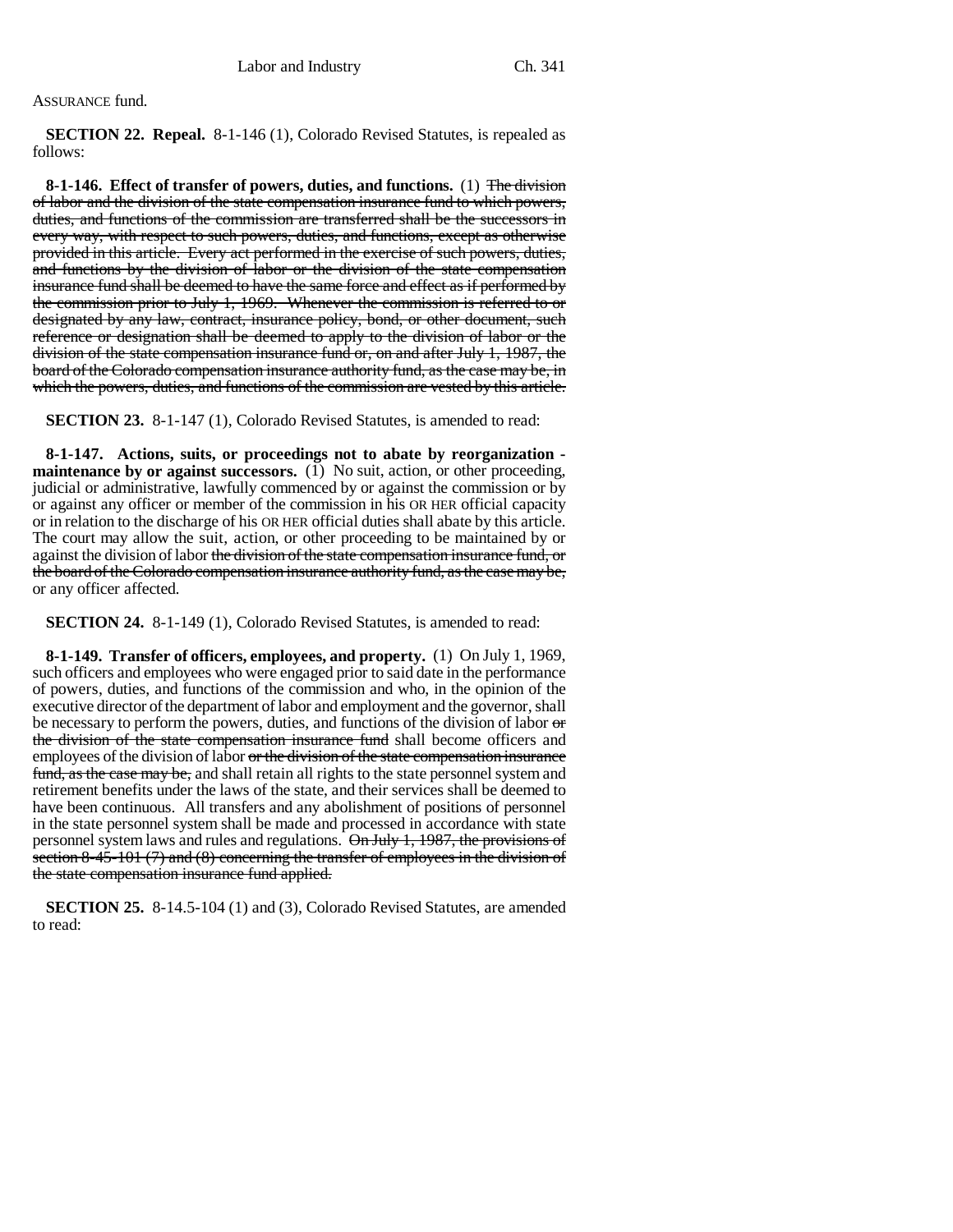ASSURANCE fund.

**SECTION 22. Repeal.** 8-1-146 (1), Colorado Revised Statutes, is repealed as follows:

**8-1-146. Effect of transfer of powers, duties, and functions.** (1) ~~The division of labor and the division of the state compensation insurance fund to which powers, duties, and functions of the commission are transferred shall be the successors in every way, with respect to such powers, duties, and functions, except as otherwise provided in this article. Every act performed in the exercise of such powers, duties, and functions by the division of labor or the division of the state compensation insurance fund shall be deemed to have the same force and effect as if performed by the commission prior to July 1, 1969. Whenever the commission is referred to or designated by any law, contract, insurance policy, bond, or other document, such reference or designation shall be deemed to apply to the division of labor or the division of the state compensation insurance fund or, on and after July 1, 1987, the board of the Colorado compensation insurance authority fund, as the case may be, in which the powers, duties, and functions of the commission are vested by this article.~~

**SECTION 23.** 8-1-147 (1), Colorado Revised Statutes, is amended to read:

**8-1-147. Actions, suits, or proceedings not to abate by reorganization - maintenance by or against successors.** (1) No suit, action, or other proceeding, judicial or administrative, lawfully commenced by or against the commission or by or against any officer or member of the commission in his OR HER official capacity or in relation to the discharge of his OR HER official duties shall abate by this article. The court may allow the suit, action, or other proceeding to be maintained by or against the division of labor ~~the division of the state compensation insurance fund, or the board of the Colorado compensation insurance authority fund, as the case may be,~~ or any officer affected.

**SECTION 24.** 8-1-149 (1), Colorado Revised Statutes, is amended to read:

**8-1-149. Transfer of officers, employees, and property.** (1) On July 1, 1969, such officers and employees who were engaged prior to said date in the performance of powers, duties, and functions of the commission and who, in the opinion of the executive director of the department of labor and employment and the governor, shall be necessary to perform the powers, duties, and functions of the division of labor ~~or the division of the state compensation insurance fund~~ shall become officers and employees of the division of labor ~~or the division of the state compensation insurance fund, as the case may be,~~ and shall retain all rights to the state personnel system and retirement benefits under the laws of the state, and their services shall be deemed to have been continuous. All transfers and any abolishment of positions of personnel in the state personnel system shall be made and processed in accordance with state personnel system laws and rules and regulations. ~~On July 1, 1987, the provisions of section 8-45-101 (7) and (8) concerning the transfer of employees in the division of the state compensation insurance fund applied.~~

**SECTION 25.** 8-14.5-104 (1) and (3), Colorado Revised Statutes, are amended to read: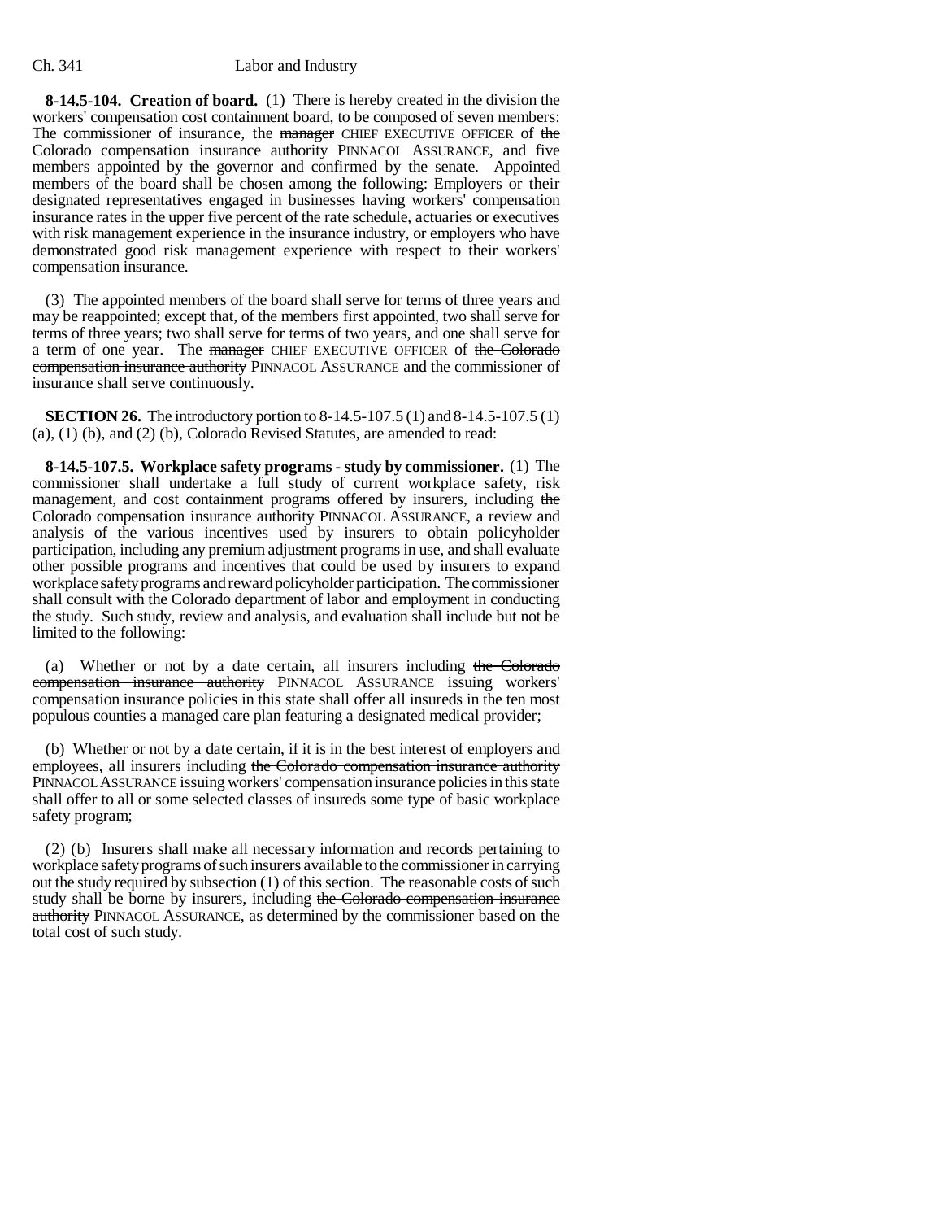**8-14.5-104. Creation of board.** (1) There is hereby created in the division the workers' compensation cost containment board, to be composed of seven members: The commissioner of insurance, the ~~manager~~ CHIEF EXECUTIVE OFFICER of ~~the Colorado compensation insurance authority~~ PINNACOL ASSURANCE, and five members appointed by the governor and confirmed by the senate. Appointed members of the board shall be chosen among the following: Employers or their designated representatives engaged in businesses having workers' compensation insurance rates in the upper five percent of the rate schedule, actuaries or executives with risk management experience in the insurance industry, or employers who have demonstrated good risk management experience with respect to their workers' compensation insurance.

(3) The appointed members of the board shall serve for terms of three years and may be reappointed; except that, of the members first appointed, two shall serve for terms of three years; two shall serve for terms of two years, and one shall serve for a term of one year. The ~~manager~~ CHIEF EXECUTIVE OFFICER of ~~the Colorado compensation insurance authority~~ PINNACOL ASSURANCE and the commissioner of insurance shall serve continuously.

**SECTION 26.** The introductory portion to 8-14.5-107.5 (1) and 8-14.5-107.5 (1) (a), (1) (b), and (2) (b), Colorado Revised Statutes, are amended to read:

**8-14.5-107.5. Workplace safety programs - study by commissioner.** (1) The commissioner shall undertake a full study of current workplace safety, risk management, and cost containment programs offered by insurers, including ~~the Colorado compensation insurance authority~~ PINNACOL ASSURANCE, a review and analysis of the various incentives used by insurers to obtain policyholder participation, including any premium adjustment programs in use, and shall evaluate other possible programs and incentives that could be used by insurers to expand workplace safety programs and reward policyholder participation. The commissioner shall consult with the Colorado department of labor and employment in conducting the study. Such study, review and analysis, and evaluation shall include but not be limited to the following:

(a) Whether or not by a date certain, all insurers including ~~the Colorado compensation insurance authority~~ PINNACOL ASSURANCE issuing workers' compensation insurance policies in this state shall offer all insureds in the ten most populous counties a managed care plan featuring a designated medical provider;

(b) Whether or not by a date certain, if it is in the best interest of employers and employees, all insurers including ~~the Colorado compensation insurance authority~~ PINNACOL ASSURANCE issuing workers' compensation insurance policies in this state shall offer to all or some selected classes of insureds some type of basic workplace safety program;

(2) (b) Insurers shall make all necessary information and records pertaining to workplace safety programs of such insurers available to the commissioner in carrying out the study required by subsection (1) of this section. The reasonable costs of such study shall be borne by insurers, including ~~the Colorado compensation insurance authority~~ PINNACOL ASSURANCE, as determined by the commissioner based on the total cost of such study.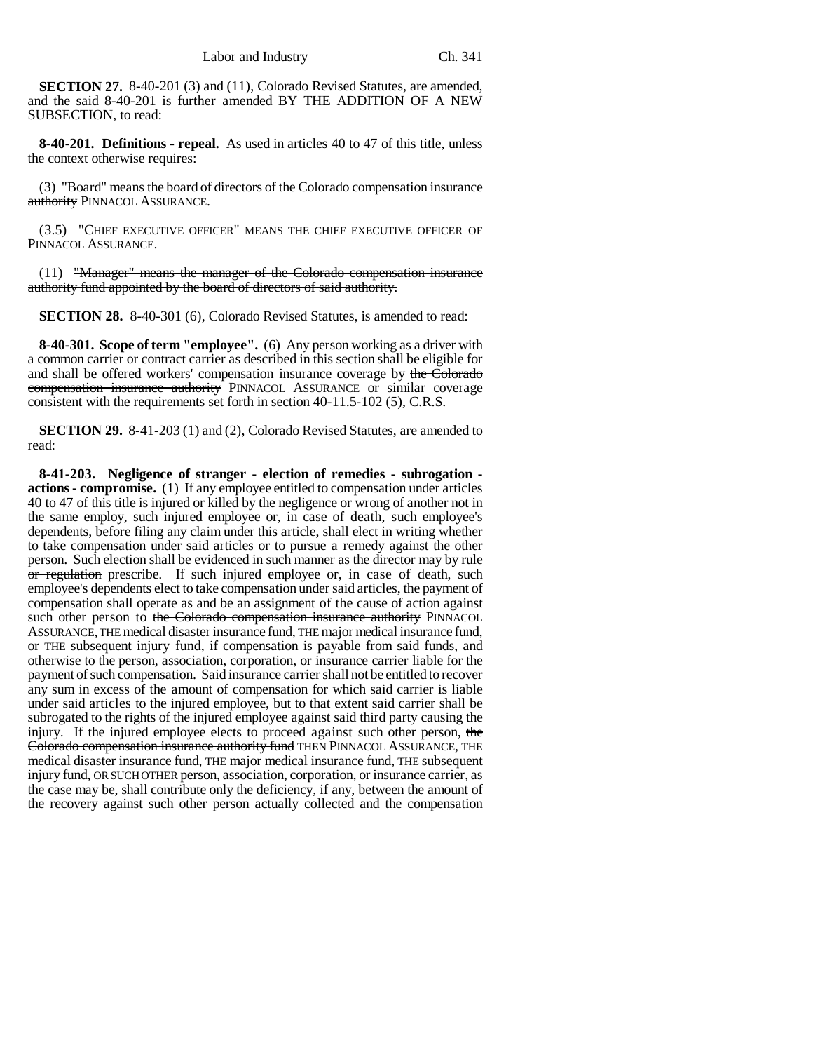**SECTION 27.** 8-40-201 (3) and (11), Colorado Revised Statutes, are amended, and the said 8-40-201 is further amended BY THE ADDITION OF A NEW SUBSECTION, to read:

**8-40-201. Definitions - repeal.** As used in articles 40 to 47 of this title, unless the context otherwise requires:

(3) "Board" means the board of directors of ~~the Colorado compensation insurance authority~~ PINNACOL ASSURANCE.

(3.5) "CHIEF EXECUTIVE OFFICER" MEANS THE CHIEF EXECUTIVE OFFICER OF PINNACOL ASSURANCE.

(11) ~~"Manager" means the manager of the Colorado compensation insurance authority fund appointed by the board of directors of said authority.~~

**SECTION 28.** 8-40-301 (6), Colorado Revised Statutes, is amended to read:

**8-40-301. Scope of term "employee".** (6) Any person working as a driver with a common carrier or contract carrier as described in this section shall be eligible for and shall be offered workers' compensation insurance coverage by ~~the Colorado compensation insurance authority~~ PINNACOL ASSURANCE or similar coverage consistent with the requirements set forth in section 40-11.5-102 (5), C.R.S.

**SECTION 29.** 8-41-203 (1) and (2), Colorado Revised Statutes, are amended to read:

**8-41-203. Negligence of stranger - election of remedies - subrogation - actions - compromise.** (1) If any employee entitled to compensation under articles 40 to 47 of this title is injured or killed by the negligence or wrong of another not in the same employ, such injured employee or, in case of death, such employee's dependents, before filing any claim under this article, shall elect in writing whether to take compensation under said articles or to pursue a remedy against the other person. Such election shall be evidenced in such manner as the director may by rule ~~or regulation~~ prescribe. If such injured employee or, in case of death, such employee's dependents elect to take compensation under said articles, the payment of compensation shall operate as and be an assignment of the cause of action against such other person to ~~the Colorado compensation insurance authority~~ PINNACOL ASSURANCE, THE medical disaster insurance fund, THE major medical insurance fund, or THE subsequent injury fund, if compensation is payable from said funds, and otherwise to the person, association, corporation, or insurance carrier liable for the payment of such compensation. Said insurance carrier shall not be entitled to recover any sum in excess of the amount of compensation for which said carrier is liable under said articles to the injured employee, but to that extent said carrier shall be subrogated to the rights of the injured employee against said third party causing the injury. If the injured employee elects to proceed against such other person, ~~the Colorado compensation insurance authority fund~~ THEN PINNACOL ASSURANCE, THE medical disaster insurance fund, THE major medical insurance fund, THE subsequent injury fund, OR SUCH OTHER person, association, corporation, or insurance carrier, as the case may be, shall contribute only the deficiency, if any, between the amount of the recovery against such other person actually collected and the compensation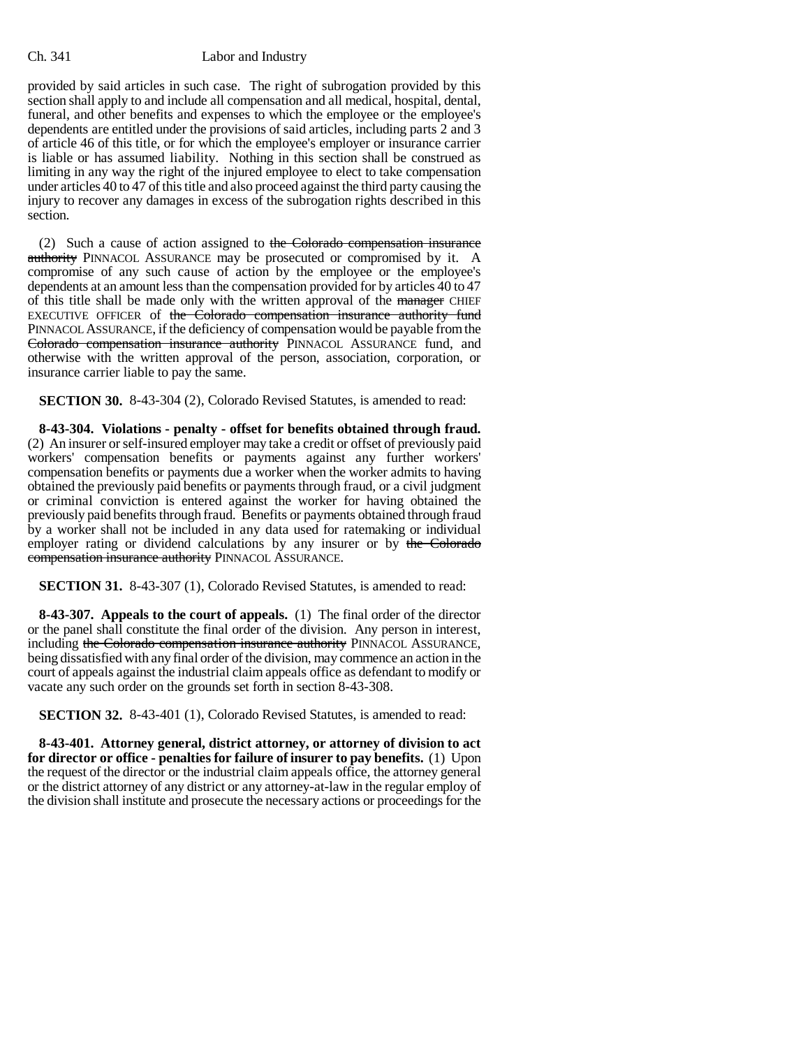provided by said articles in such case. The right of subrogation provided by this section shall apply to and include all compensation and all medical, hospital, dental, funeral, and other benefits and expenses to which the employee or the employee's dependents are entitled under the provisions of said articles, including parts 2 and 3 of article 46 of this title, or for which the employee's employer or insurance carrier is liable or has assumed liability. Nothing in this section shall be construed as limiting in any way the right of the injured employee to elect to take compensation under articles 40 to 47 of this title and also proceed against the third party causing the injury to recover any damages in excess of the subrogation rights described in this section.

(2) Such a cause of action assigned to ~~the Colorado compensation insurance authority~~ PINNACOL ASSURANCE may be prosecuted or compromised by it. A compromise of any such cause of action by the employee or the employee's dependents at an amount less than the compensation provided for by articles 40 to 47 of this title shall be made only with the written approval of the ~~manager~~ CHIEF EXECUTIVE OFFICER of ~~the Colorado compensation insurance authority fund~~ PINNACOL ASSURANCE, if the deficiency of compensation would be payable from the ~~Colorado compensation insurance authority~~ PINNACOL ASSURANCE fund, and otherwise with the written approval of the person, association, corporation, or insurance carrier liable to pay the same.

**SECTION 30.** 8-43-304 (2), Colorado Revised Statutes, is amended to read:

**8-43-304. Violations - penalty - offset for benefits obtained through fraud.** (2) An insurer or self-insured employer may take a credit or offset of previously paid workers' compensation benefits or payments against any further workers' compensation benefits or payments due a worker when the worker admits to having obtained the previously paid benefits or payments through fraud, or a civil judgment or criminal conviction is entered against the worker for having obtained the previously paid benefits through fraud. Benefits or payments obtained through fraud by a worker shall not be included in any data used for ratemaking or individual employer rating or dividend calculations by any insurer or by ~~the Colorado compensation insurance authority~~ PINNACOL ASSURANCE.

**SECTION 31.** 8-43-307 (1), Colorado Revised Statutes, is amended to read:

**8-43-307. Appeals to the court of appeals.** (1) The final order of the director or the panel shall constitute the final order of the division. Any person in interest, including ~~the Colorado compensation insurance authority~~ PINNACOL ASSURANCE, being dissatisfied with any final order of the division, may commence an action in the court of appeals against the industrial claim appeals office as defendant to modify or vacate any such order on the grounds set forth in section 8-43-308.

**SECTION 32.** 8-43-401 (1), Colorado Revised Statutes, is amended to read:

**8-43-401. Attorney general, district attorney, or attorney of division to act for director or office - penalties for failure of insurer to pay benefits.** (1) Upon the request of the director or the industrial claim appeals office, the attorney general or the district attorney of any district or any attorney-at-law in the regular employ of the division shall institute and prosecute the necessary actions or proceedings for the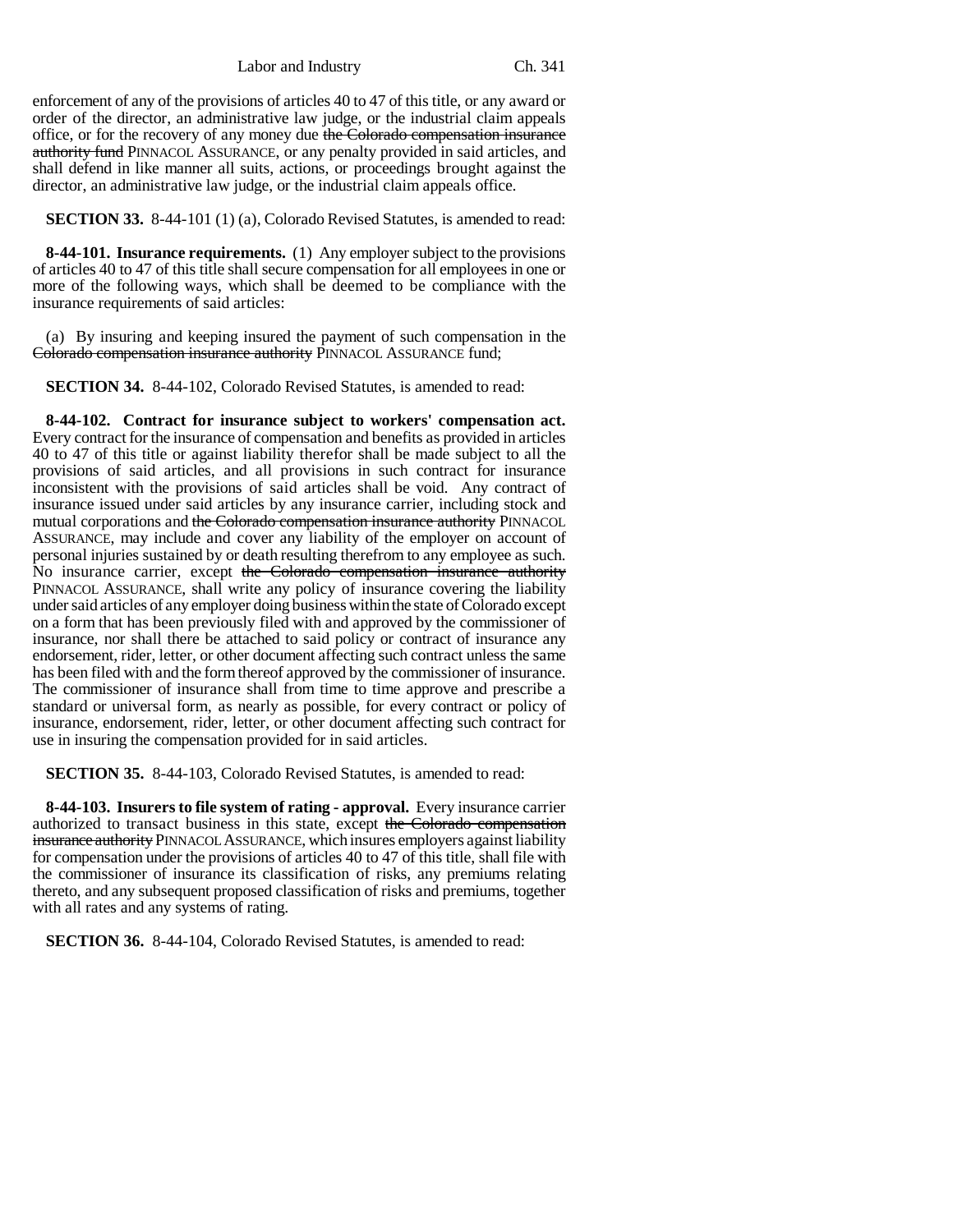enforcement of any of the provisions of articles 40 to 47 of this title, or any award or order of the director, an administrative law judge, or the industrial claim appeals office, or for the recovery of any money due ~~the Colorado compensation insurance authority fund~~ PINNACOL ASSURANCE, or any penalty provided in said articles, and shall defend in like manner all suits, actions, or proceedings brought against the director, an administrative law judge, or the industrial claim appeals office.

**SECTION 33.** 8-44-101 (1) (a), Colorado Revised Statutes, is amended to read:

**8-44-101. Insurance requirements.** (1) Any employer subject to the provisions of articles 40 to 47 of this title shall secure compensation for all employees in one or more of the following ways, which shall be deemed to be compliance with the insurance requirements of said articles:

(a) By insuring and keeping insured the payment of such compensation in the ~~Colorado compensation insurance authority~~ PINNACOL ASSURANCE fund;

**SECTION 34.** 8-44-102, Colorado Revised Statutes, is amended to read:

**8-44-102. Contract for insurance subject to workers' compensation act.** Every contract for the insurance of compensation and benefits as provided in articles 40 to 47 of this title or against liability therefor shall be made subject to all the provisions of said articles, and all provisions in such contract for insurance inconsistent with the provisions of said articles shall be void. Any contract of insurance issued under said articles by any insurance carrier, including stock and mutual corporations and ~~the Colorado compensation insurance authority~~ PINNACOL ASSURANCE, may include and cover any liability of the employer on account of personal injuries sustained by or death resulting therefrom to any employee as such. No insurance carrier, except ~~the Colorado compensation insurance authority~~ PINNACOL ASSURANCE, shall write any policy of insurance covering the liability under said articles of any employer doing business within the state of Colorado except on a form that has been previously filed with and approved by the commissioner of insurance, nor shall there be attached to said policy or contract of insurance any endorsement, rider, letter, or other document affecting such contract unless the same has been filed with and the form thereof approved by the commissioner of insurance. The commissioner of insurance shall from time to time approve and prescribe a standard or universal form, as nearly as possible, for every contract or policy of insurance, endorsement, rider, letter, or other document affecting such contract for use in insuring the compensation provided for in said articles.

**SECTION 35.** 8-44-103, Colorado Revised Statutes, is amended to read:

**8-44-103. Insurers to file system of rating - approval.** Every insurance carrier authorized to transact business in this state, except ~~the Colorado compensation insurance authority~~ PINNACOL ASSURANCE, which insures employers against liability for compensation under the provisions of articles 40 to 47 of this title, shall file with the commissioner of insurance its classification of risks, any premiums relating thereto, and any subsequent proposed classification of risks and premiums, together with all rates and any systems of rating.

**SECTION 36.** 8-44-104, Colorado Revised Statutes, is amended to read: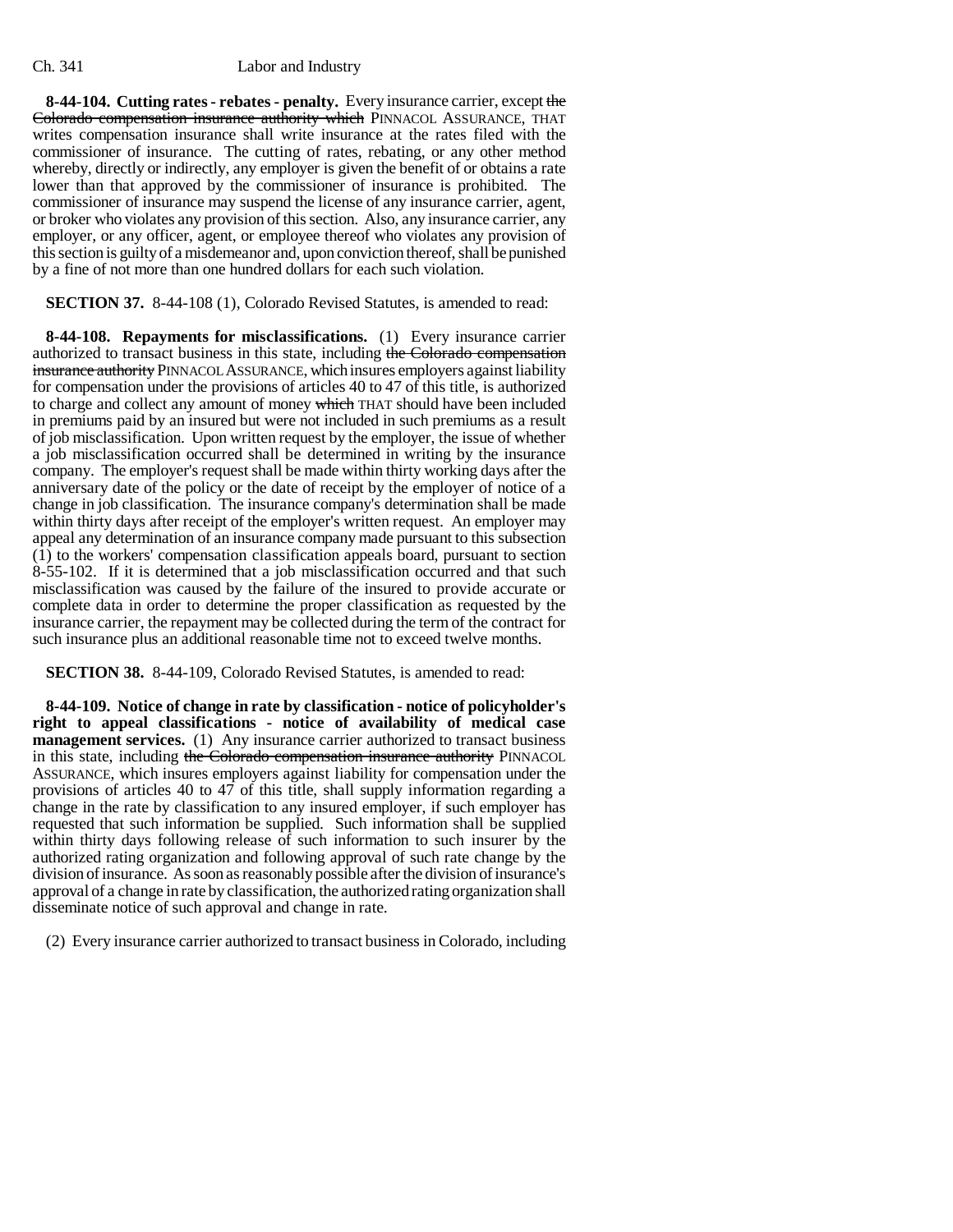**8-44-104. Cutting rates - rebates - penalty.** Every insurance carrier, except ~~the Colorado compensation insurance authority which~~ PINNACOL ASSURANCE, THAT writes compensation insurance shall write insurance at the rates filed with the commissioner of insurance. The cutting of rates, rebating, or any other method whereby, directly or indirectly, any employer is given the benefit of or obtains a rate lower than that approved by the commissioner of insurance is prohibited. The commissioner of insurance may suspend the license of any insurance carrier, agent, or broker who violates any provision of this section. Also, any insurance carrier, any employer, or any officer, agent, or employee thereof who violates any provision of this section is guilty of a misdemeanor and, upon conviction thereof, shall be punished by a fine of not more than one hundred dollars for each such violation.

**SECTION 37.** 8-44-108 (1), Colorado Revised Statutes, is amended to read:

**8-44-108. Repayments for misclassifications.** (1) Every insurance carrier authorized to transact business in this state, including ~~the Colorado compensation insurance authority~~ PINNACOL ASSURANCE, which insures employers against liability for compensation under the provisions of articles 40 to 47 of this title, is authorized to charge and collect any amount of money ~~which~~ THAT should have been included in premiums paid by an insured but were not included in such premiums as a result of job misclassification. Upon written request by the employer, the issue of whether a job misclassification occurred shall be determined in writing by the insurance company. The employer's request shall be made within thirty working days after the anniversary date of the policy or the date of receipt by the employer of notice of a change in job classification. The insurance company's determination shall be made within thirty days after receipt of the employer's written request. An employer may appeal any determination of an insurance company made pursuant to this subsection (1) to the workers' compensation classification appeals board, pursuant to section 8-55-102. If it is determined that a job misclassification occurred and that such misclassification was caused by the failure of the insured to provide accurate or complete data in order to determine the proper classification as requested by the insurance carrier, the repayment may be collected during the term of the contract for such insurance plus an additional reasonable time not to exceed twelve months.

**SECTION 38.** 8-44-109, Colorado Revised Statutes, is amended to read:

**8-44-109. Notice of change in rate by classification - notice of policyholder's right to appeal classifications - notice of availability of medical case management services.** (1) Any insurance carrier authorized to transact business in this state, including ~~the Colorado compensation insurance authority~~ PINNACOL ASSURANCE, which insures employers against liability for compensation under the provisions of articles 40 to 47 of this title, shall supply information regarding a change in the rate by classification to any insured employer, if such employer has requested that such information be supplied. Such information shall be supplied within thirty days following release of such information to such insurer by the authorized rating organization and following approval of such rate change by the division of insurance. As soon as reasonably possible after the division of insurance's approval of a change in rate by classification, the authorized rating organization shall disseminate notice of such approval and change in rate.

(2) Every insurance carrier authorized to transact business in Colorado, including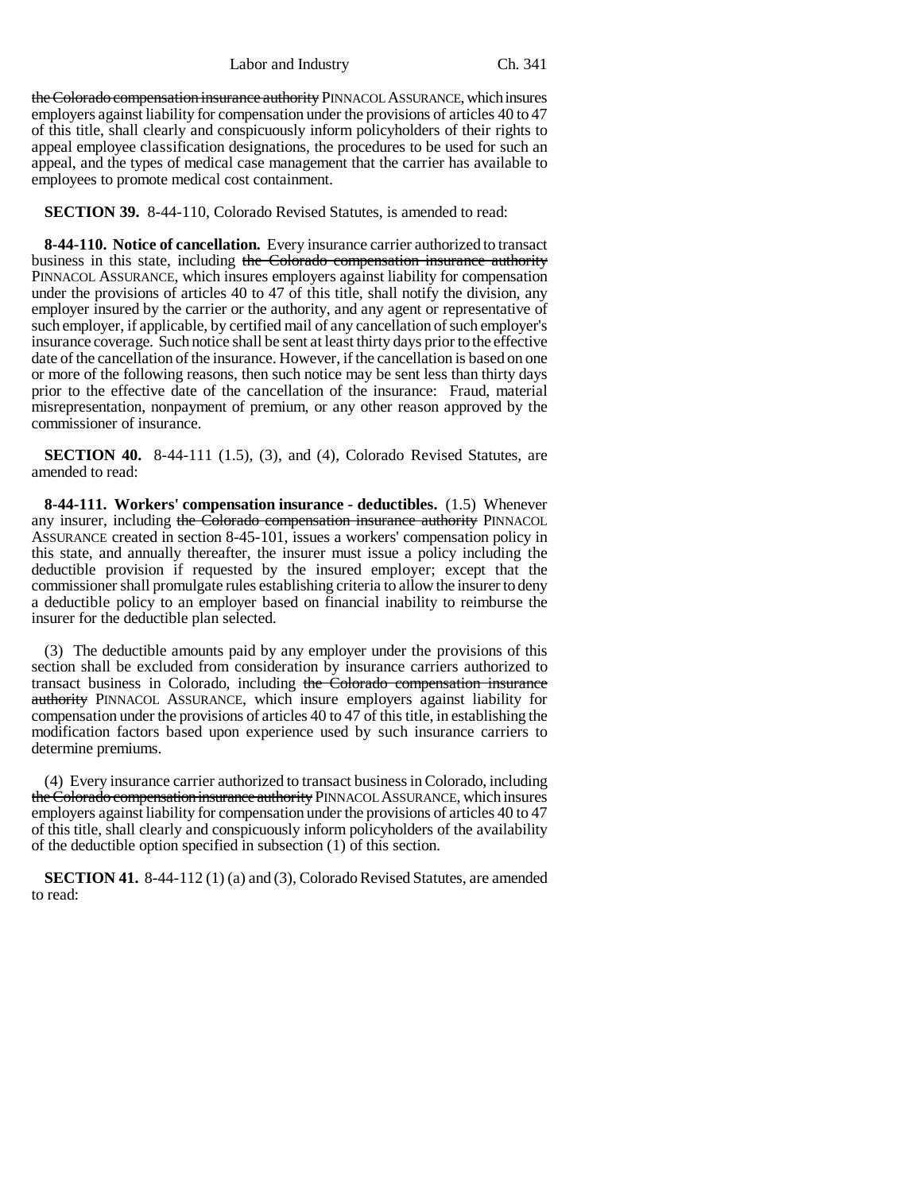~~the Colorado compensation insurance authority~~ PINNACOL ASSURANCE, which insures employers against liability for compensation under the provisions of articles 40 to 47 of this title, shall clearly and conspicuously inform policyholders of their rights to appeal employee classification designations, the procedures to be used for such an appeal, and the types of medical case management that the carrier has available to employees to promote medical cost containment.

**SECTION 39.** 8-44-110, Colorado Revised Statutes, is amended to read:

**8-44-110. Notice of cancellation.** Every insurance carrier authorized to transact business in this state, including ~~the Colorado compensation insurance authority~~ PINNACOL ASSURANCE, which insures employers against liability for compensation under the provisions of articles 40 to 47 of this title, shall notify the division, any employer insured by the carrier or the authority, and any agent or representative of such employer, if applicable, by certified mail of any cancellation of such employer's insurance coverage. Such notice shall be sent at least thirty days prior to the effective date of the cancellation of the insurance. However, if the cancellation is based on one or more of the following reasons, then such notice may be sent less than thirty days prior to the effective date of the cancellation of the insurance: Fraud, material misrepresentation, nonpayment of premium, or any other reason approved by the commissioner of insurance.

**SECTION 40.** 8-44-111 (1.5), (3), and (4), Colorado Revised Statutes, are amended to read:

**8-44-111. Workers' compensation insurance - deductibles.** (1.5) Whenever any insurer, including ~~the Colorado compensation insurance authority~~ PINNACOL ASSURANCE created in section 8-45-101, issues a workers' compensation policy in this state, and annually thereafter, the insurer must issue a policy including the deductible provision if requested by the insured employer; except that the commissioner shall promulgate rules establishing criteria to allow the insurer to deny a deductible policy to an employer based on financial inability to reimburse the insurer for the deductible plan selected.

(3) The deductible amounts paid by any employer under the provisions of this section shall be excluded from consideration by insurance carriers authorized to transact business in Colorado, including ~~the Colorado compensation insurance authority~~ PINNACOL ASSURANCE, which insure employers against liability for compensation under the provisions of articles 40 to 47 of this title, in establishing the modification factors based upon experience used by such insurance carriers to determine premiums.

(4) Every insurance carrier authorized to transact business in Colorado, including ~~the Colorado compensation insurance authority~~ PINNACOL ASSURANCE, which insures employers against liability for compensation under the provisions of articles 40 to 47 of this title, shall clearly and conspicuously inform policyholders of the availability of the deductible option specified in subsection (1) of this section.

**SECTION 41.** 8-44-112 (1) (a) and (3), Colorado Revised Statutes, are amended to read: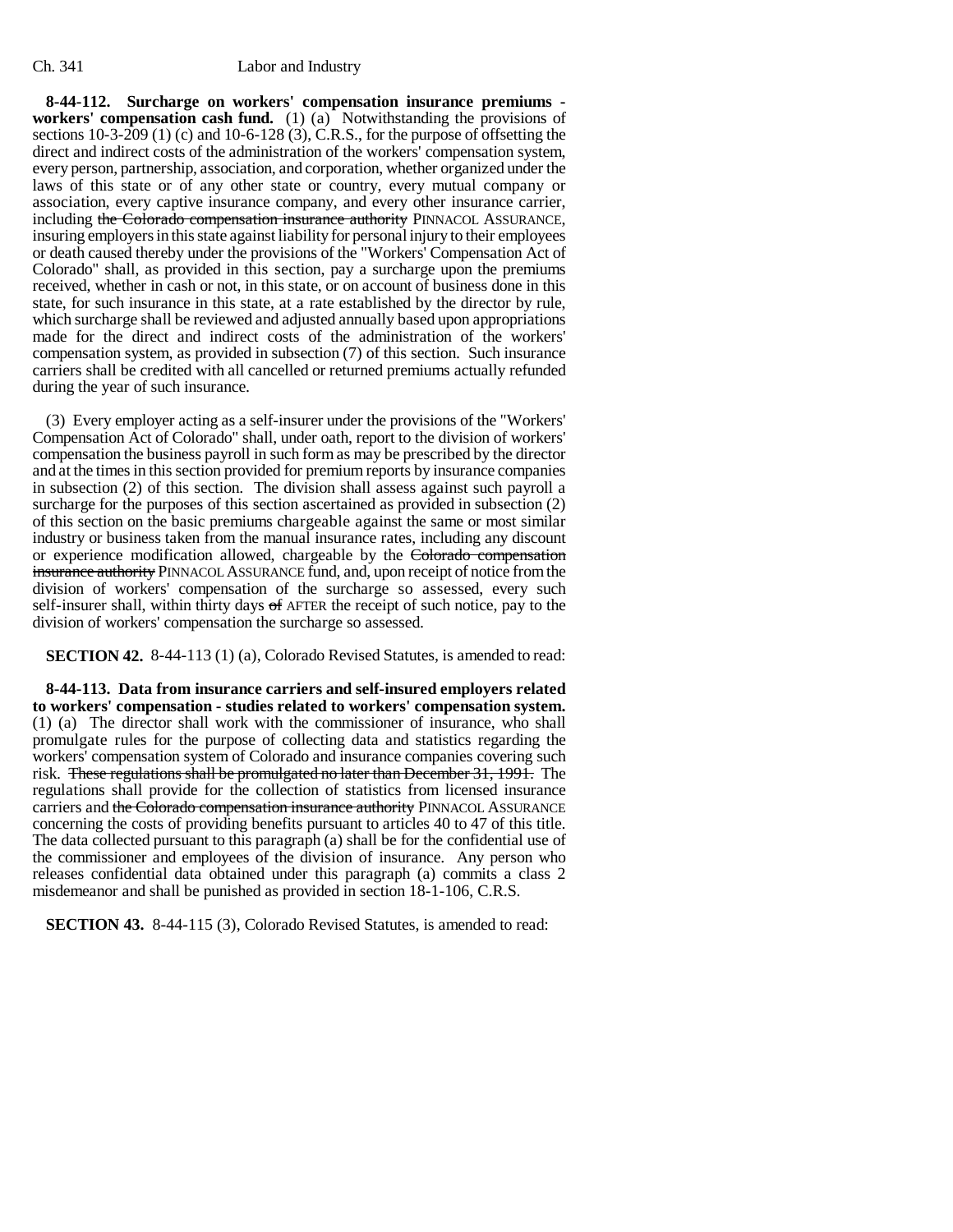**8-44-112. Surcharge on workers' compensation insurance premiums - workers' compensation cash fund.** (1) (a) Notwithstanding the provisions of sections 10-3-209 (1) (c) and 10-6-128 (3), C.R.S., for the purpose of offsetting the direct and indirect costs of the administration of the workers' compensation system, every person, partnership, association, and corporation, whether organized under the laws of this state or of any other state or country, every mutual company or association, every captive insurance company, and every other insurance carrier, including ~~the Colorado compensation insurance authority~~ PINNACOL ASSURANCE, insuring employers in this state against liability for personal injury to their employees or death caused thereby under the provisions of the "Workers' Compensation Act of Colorado" shall, as provided in this section, pay a surcharge upon the premiums received, whether in cash or not, in this state, or on account of business done in this state, for such insurance in this state, at a rate established by the director by rule, which surcharge shall be reviewed and adjusted annually based upon appropriations made for the direct and indirect costs of the administration of the workers' compensation system, as provided in subsection (7) of this section. Such insurance carriers shall be credited with all cancelled or returned premiums actually refunded during the year of such insurance.

(3) Every employer acting as a self-insurer under the provisions of the "Workers' Compensation Act of Colorado" shall, under oath, report to the division of workers' compensation the business payroll in such form as may be prescribed by the director and at the times in this section provided for premium reports by insurance companies in subsection (2) of this section. The division shall assess against such payroll a surcharge for the purposes of this section ascertained as provided in subsection (2) of this section on the basic premiums chargeable against the same or most similar industry or business taken from the manual insurance rates, including any discount or experience modification allowed, chargeable by the ~~Colorado compensation insurance authority~~ PINNACOL ASSURANCE fund, and, upon receipt of notice from the division of workers' compensation of the surcharge so assessed, every such self-insurer shall, within thirty days ~~of~~ AFTER the receipt of such notice, pay to the division of workers' compensation the surcharge so assessed.

**SECTION 42.** 8-44-113 (1) (a), Colorado Revised Statutes, is amended to read:

**8-44-113. Data from insurance carriers and self-insured employers related to workers' compensation - studies related to workers' compensation system.** (1) (a) The director shall work with the commissioner of insurance, who shall promulgate rules for the purpose of collecting data and statistics regarding the workers' compensation system of Colorado and insurance companies covering such risk. ~~These regulations shall be promulgated no later than December 31, 1991.~~ The regulations shall provide for the collection of statistics from licensed insurance carriers and ~~the Colorado compensation insurance authority~~ PINNACOL ASSURANCE concerning the costs of providing benefits pursuant to articles 40 to 47 of this title. The data collected pursuant to this paragraph (a) shall be for the confidential use of the commissioner and employees of the division of insurance. Any person who releases confidential data obtained under this paragraph (a) commits a class 2 misdemeanor and shall be punished as provided in section 18-1-106, C.R.S.

**SECTION 43.** 8-44-115 (3), Colorado Revised Statutes, is amended to read: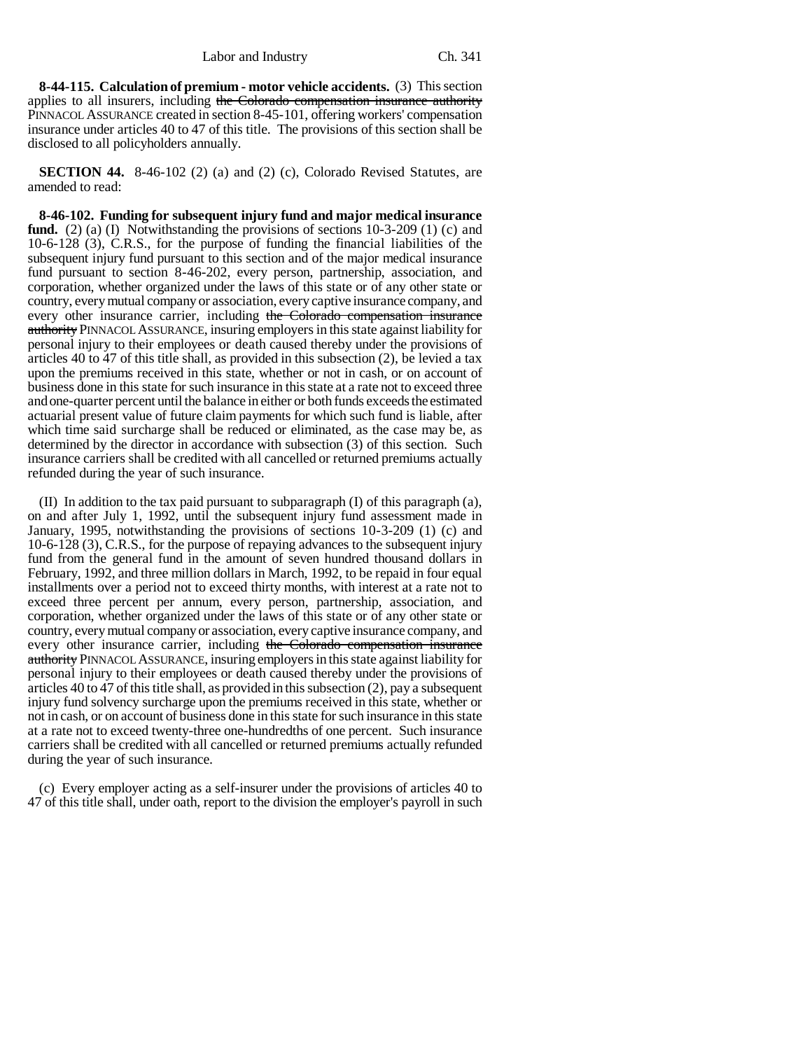**8-44-115. Calculation of premium - motor vehicle accidents.** (3) This section applies to all insurers, including ~~the Colorado compensation insurance authority~~ PINNACOL ASSURANCE created in section 8-45-101, offering workers' compensation insurance under articles 40 to 47 of this title. The provisions of this section shall be disclosed to all policyholders annually.

**SECTION 44.** 8-46-102 (2) (a) and (2) (c), Colorado Revised Statutes, are amended to read:

**8-46-102. Funding for subsequent injury fund and major medical insurance fund.** (2) (a) (I) Notwithstanding the provisions of sections 10-3-209 (1) (c) and 10-6-128 (3), C.R.S., for the purpose of funding the financial liabilities of the subsequent injury fund pursuant to this section and of the major medical insurance fund pursuant to section 8-46-202, every person, partnership, association, and corporation, whether organized under the laws of this state or of any other state or country, every mutual company or association, every captive insurance company, and every other insurance carrier, including ~~the Colorado compensation insurance authority~~ PINNACOL ASSURANCE, insuring employers in this state against liability for personal injury to their employees or death caused thereby under the provisions of articles 40 to 47 of this title shall, as provided in this subsection (2), be levied a tax upon the premiums received in this state, whether or not in cash, or on account of business done in this state for such insurance in this state at a rate not to exceed three and one-quarter percent until the balance in either or both funds exceeds the estimated actuarial present value of future claim payments for which such fund is liable, after which time said surcharge shall be reduced or eliminated, as the case may be, as determined by the director in accordance with subsection (3) of this section. Such insurance carriers shall be credited with all cancelled or returned premiums actually refunded during the year of such insurance.

(II) In addition to the tax paid pursuant to subparagraph (I) of this paragraph (a), on and after July 1, 1992, until the subsequent injury fund assessment made in January, 1995, notwithstanding the provisions of sections 10-3-209 (1) (c) and 10-6-128 (3), C.R.S., for the purpose of repaying advances to the subsequent injury fund from the general fund in the amount of seven hundred thousand dollars in February, 1992, and three million dollars in March, 1992, to be repaid in four equal installments over a period not to exceed thirty months, with interest at a rate not to exceed three percent per annum, every person, partnership, association, and corporation, whether organized under the laws of this state or of any other state or country, every mutual company or association, every captive insurance company, and every other insurance carrier, including ~~the Colorado compensation insurance authority~~ PINNACOL ASSURANCE, insuring employers in this state against liability for personal injury to their employees or death caused thereby under the provisions of articles 40 to 47 of this title shall, as provided in this subsection (2), pay a subsequent injury fund solvency surcharge upon the premiums received in this state, whether or not in cash, or on account of business done in this state for such insurance in this state at a rate not to exceed twenty-three one-hundredths of one percent. Such insurance carriers shall be credited with all cancelled or returned premiums actually refunded during the year of such insurance.

(c) Every employer acting as a self-insurer under the provisions of articles 40 to 47 of this title shall, under oath, report to the division the employer's payroll in such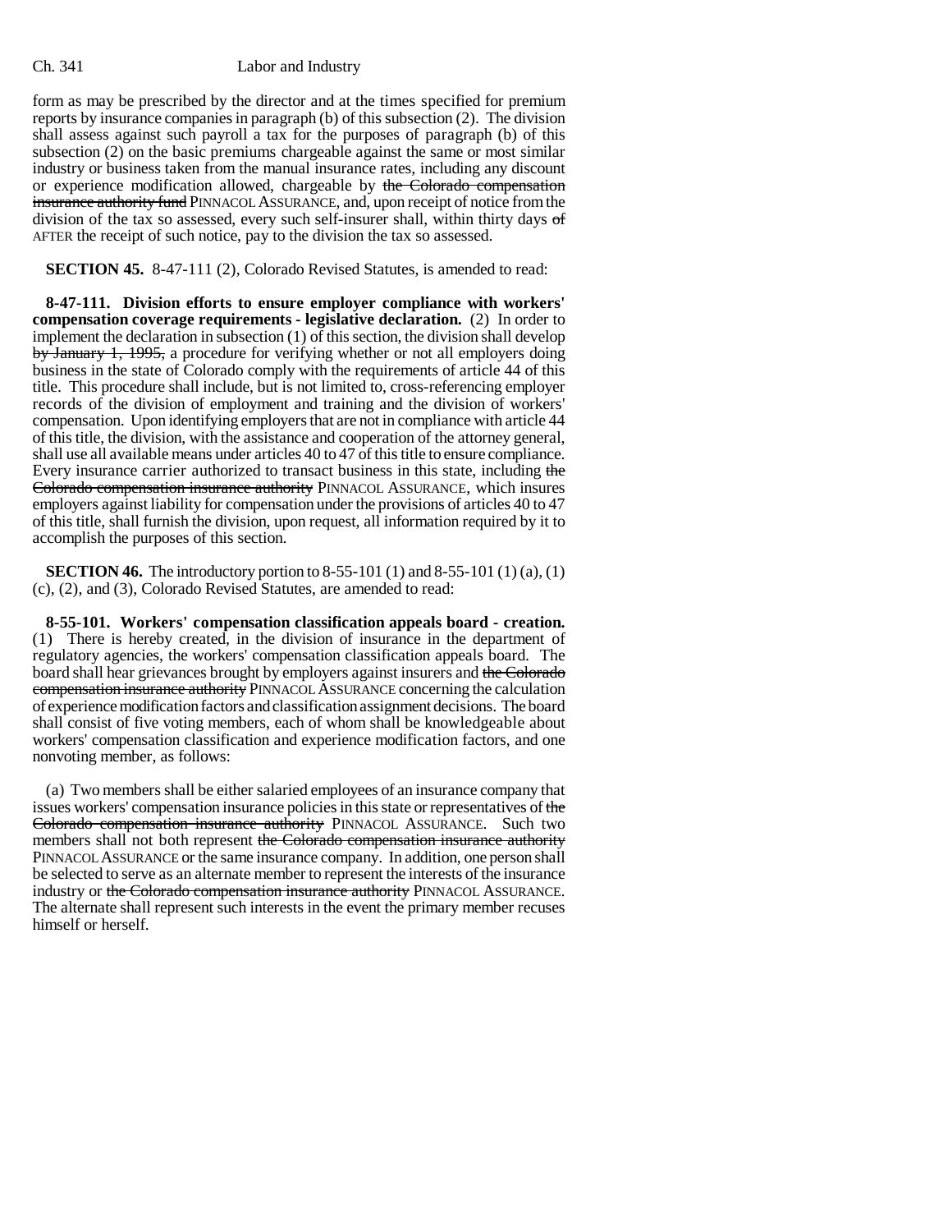form as may be prescribed by the director and at the times specified for premium reports by insurance companies in paragraph (b) of this subsection (2). The division shall assess against such payroll a tax for the purposes of paragraph (b) of this subsection (2) on the basic premiums chargeable against the same or most similar industry or business taken from the manual insurance rates, including any discount or experience modification allowed, chargeable by ~~the Colorado compensation insurance authority fund~~ PINNACOL ASSURANCE, and, upon receipt of notice from the division of the tax so assessed, every such self-insurer shall, within thirty days ~~of~~ AFTER the receipt of such notice, pay to the division the tax so assessed.

**SECTION 45.** 8-47-111 (2), Colorado Revised Statutes, is amended to read:

**8-47-111. Division efforts to ensure employer compliance with workers' compensation coverage requirements - legislative declaration.** (2) In order to implement the declaration in subsection (1) of this section, the division shall develop ~~by January 1, 1995,~~ a procedure for verifying whether or not all employers doing business in the state of Colorado comply with the requirements of article 44 of this title. This procedure shall include, but is not limited to, cross-referencing employer records of the division of employment and training and the division of workers' compensation. Upon identifying employers that are not in compliance with article 44 of this title, the division, with the assistance and cooperation of the attorney general, shall use all available means under articles 40 to 47 of this title to ensure compliance. Every insurance carrier authorized to transact business in this state, including ~~the Colorado compensation insurance authority~~ PINNACOL ASSURANCE, which insures employers against liability for compensation under the provisions of articles 40 to 47 of this title, shall furnish the division, upon request, all information required by it to accomplish the purposes of this section.

**SECTION 46.** The introductory portion to 8-55-101 (1) and 8-55-101 (1) (a), (1) (c), (2), and (3), Colorado Revised Statutes, are amended to read:

**8-55-101. Workers' compensation classification appeals board - creation.** (1) There is hereby created, in the division of insurance in the department of regulatory agencies, the workers' compensation classification appeals board. The board shall hear grievances brought by employers against insurers and ~~the Colorado compensation insurance authority~~ PINNACOL ASSURANCE concerning the calculation of experience modification factors and classification assignment decisions. The board shall consist of five voting members, each of whom shall be knowledgeable about workers' compensation classification and experience modification factors, and one nonvoting member, as follows:

(a) Two members shall be either salaried employees of an insurance company that issues workers' compensation insurance policies in this state or representatives of ~~the Colorado compensation insurance authority~~ PINNACOL ASSURANCE. Such two members shall not both represent ~~the Colorado compensation insurance authority~~ PINNACOL ASSURANCE or the same insurance company. In addition, one person shall be selected to serve as an alternate member to represent the interests of the insurance industry or ~~the Colorado compensation insurance authority~~ PINNACOL ASSURANCE. The alternate shall represent such interests in the event the primary member recuses himself or herself.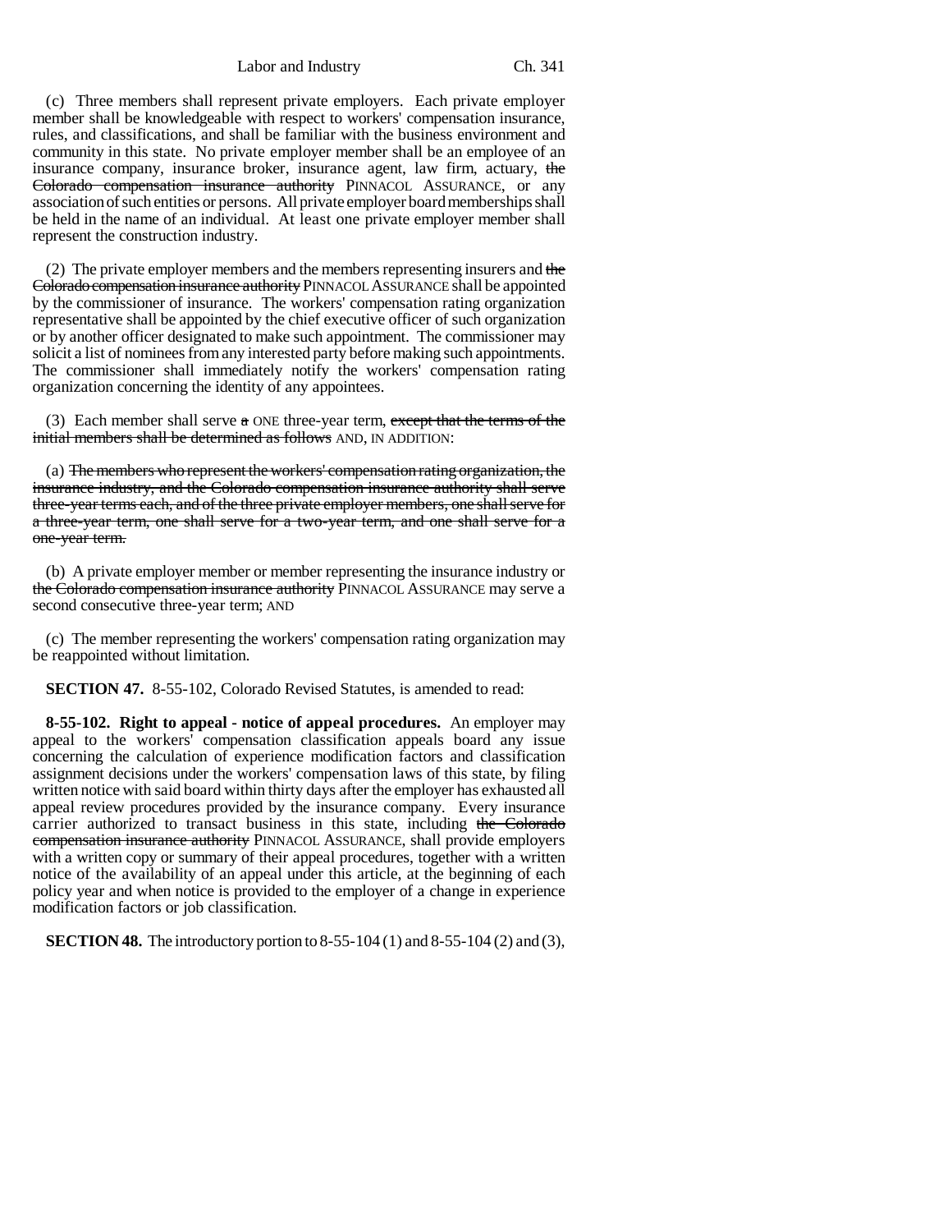(c) Three members shall represent private employers. Each private employer member shall be knowledgeable with respect to workers' compensation insurance, rules, and classifications, and shall be familiar with the business environment and community in this state. No private employer member shall be an employee of an insurance company, insurance broker, insurance agent, law firm, actuary, ~~the Colorado compensation insurance authority~~ PINNACOL ASSURANCE, or any association of such entities or persons. All private employer board memberships shall be held in the name of an individual. At least one private employer member shall represent the construction industry.

(2) The private employer members and the members representing insurers and ~~the Colorado compensation insurance authority~~ PINNACOL ASSURANCE shall be appointed by the commissioner of insurance. The workers' compensation rating organization representative shall be appointed by the chief executive officer of such organization or by another officer designated to make such appointment. The commissioner may solicit a list of nominees from any interested party before making such appointments. The commissioner shall immediately notify the workers' compensation rating organization concerning the identity of any appointees.

(3) Each member shall serve ~~a~~ ONE three-year term, ~~except that the terms of the initial members shall be determined as follows~~ AND, IN ADDITION:

(a) ~~The members who represent the workers' compensation rating organization, the insurance industry, and the Colorado compensation insurance authority shall serve three-year terms each, and of the three private employer members, one shall serve for a three-year term, one shall serve for a two-year term, and one shall serve for a one-year term.~~

(b) A private employer member or member representing the insurance industry or ~~the Colorado compensation insurance authority~~ PINNACOL ASSURANCE may serve a second consecutive three-year term; AND

(c) The member representing the workers' compensation rating organization may be reappointed without limitation.

**SECTION 47.** 8-55-102, Colorado Revised Statutes, is amended to read:

**8-55-102. Right to appeal - notice of appeal procedures.** An employer may appeal to the workers' compensation classification appeals board any issue concerning the calculation of experience modification factors and classification assignment decisions under the workers' compensation laws of this state, by filing written notice with said board within thirty days after the employer has exhausted all appeal review procedures provided by the insurance company. Every insurance carrier authorized to transact business in this state, including ~~the Colorado compensation insurance authority~~ PINNACOL ASSURANCE, shall provide employers with a written copy or summary of their appeal procedures, together with a written notice of the availability of an appeal under this article, at the beginning of each policy year and when notice is provided to the employer of a change in experience modification factors or job classification.

**SECTION 48.** The introductory portion to 8-55-104 (1) and 8-55-104 (2) and (3),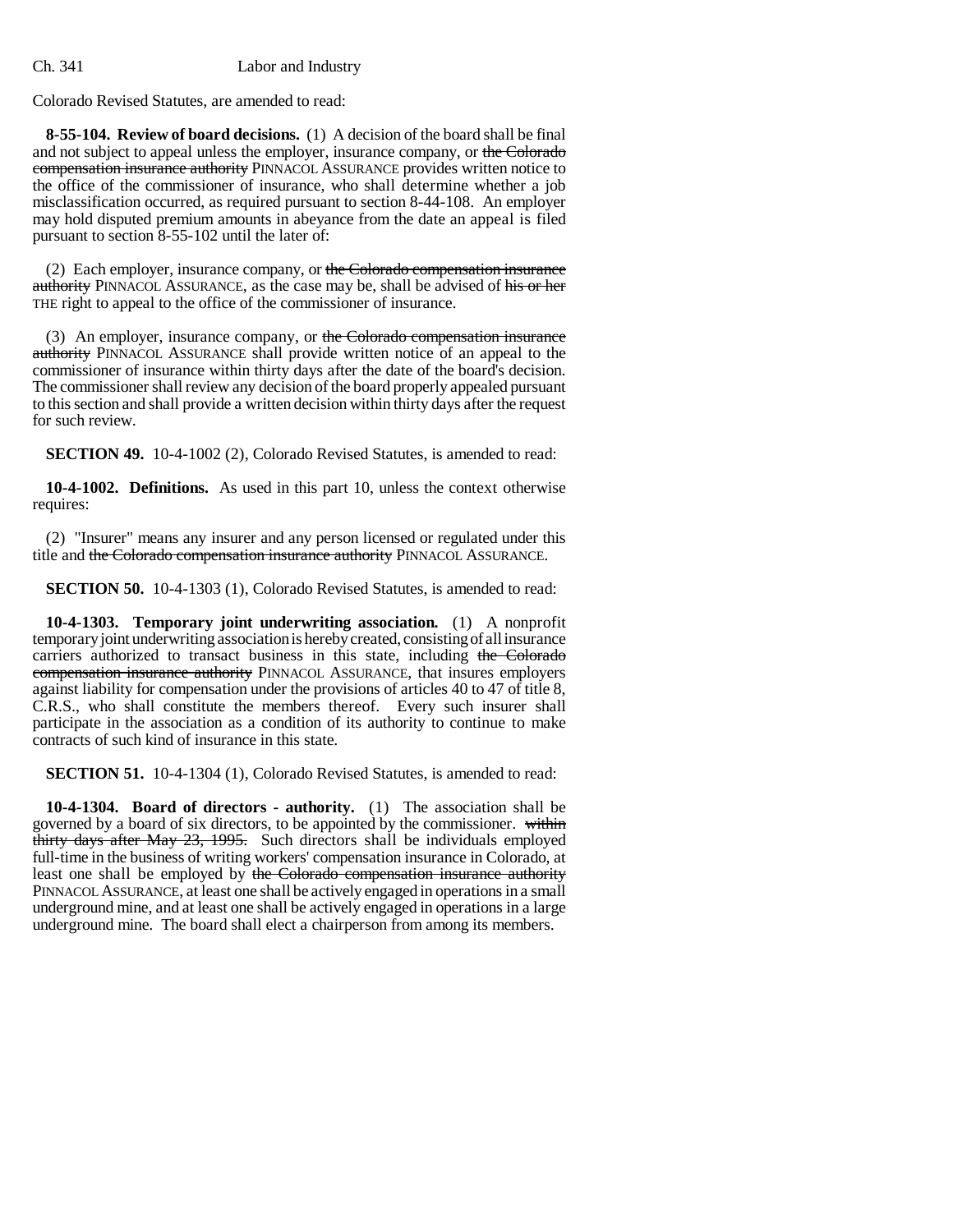Colorado Revised Statutes, are amended to read:

**8-55-104. Review of board decisions.** (1) A decision of the board shall be final and not subject to appeal unless the employer, insurance company, or ~~the Colorado compensation insurance authority~~ PINNACOL ASSURANCE provides written notice to the office of the commissioner of insurance, who shall determine whether a job misclassification occurred, as required pursuant to section 8-44-108. An employer may hold disputed premium amounts in abeyance from the date an appeal is filed pursuant to section 8-55-102 until the later of:

(2) Each employer, insurance company, or ~~the Colorado compensation insurance authority~~ PINNACOL ASSURANCE, as the case may be, shall be advised of ~~his or her~~ THE right to appeal to the office of the commissioner of insurance.

(3) An employer, insurance company, or ~~the Colorado compensation insurance authority~~ PINNACOL ASSURANCE shall provide written notice of an appeal to the commissioner of insurance within thirty days after the date of the board's decision. The commissioner shall review any decision of the board properly appealed pursuant to this section and shall provide a written decision within thirty days after the request for such review.

**SECTION 49.** 10-4-1002 (2), Colorado Revised Statutes, is amended to read:

**10-4-1002. Definitions.** As used in this part 10, unless the context otherwise requires:

(2) "Insurer" means any insurer and any person licensed or regulated under this title and ~~the Colorado compensation insurance authority~~ PINNACOL ASSURANCE.

**SECTION 50.** 10-4-1303 (1), Colorado Revised Statutes, is amended to read:

**10-4-1303. Temporary joint underwriting association.** (1) A nonprofit temporary joint underwriting association is hereby created, consisting of all insurance carriers authorized to transact business in this state, including ~~the Colorado compensation insurance authority~~ PINNACOL ASSURANCE, that insures employers against liability for compensation under the provisions of articles 40 to 47 of title 8, C.R.S., who shall constitute the members thereof. Every such insurer shall participate in the association as a condition of its authority to continue to make contracts of such kind of insurance in this state.

**SECTION 51.** 10-4-1304 (1), Colorado Revised Statutes, is amended to read:

**10-4-1304. Board of directors - authority.** (1) The association shall be governed by a board of six directors, to be appointed by the commissioner. ~~within thirty days after May 23, 1995.~~ Such directors shall be individuals employed full-time in the business of writing workers' compensation insurance in Colorado, at least one shall be employed by ~~the Colorado compensation insurance authority~~ PINNACOL ASSURANCE, at least one shall be actively engaged in operations in a small underground mine, and at least one shall be actively engaged in operations in a large underground mine. The board shall elect a chairperson from among its members.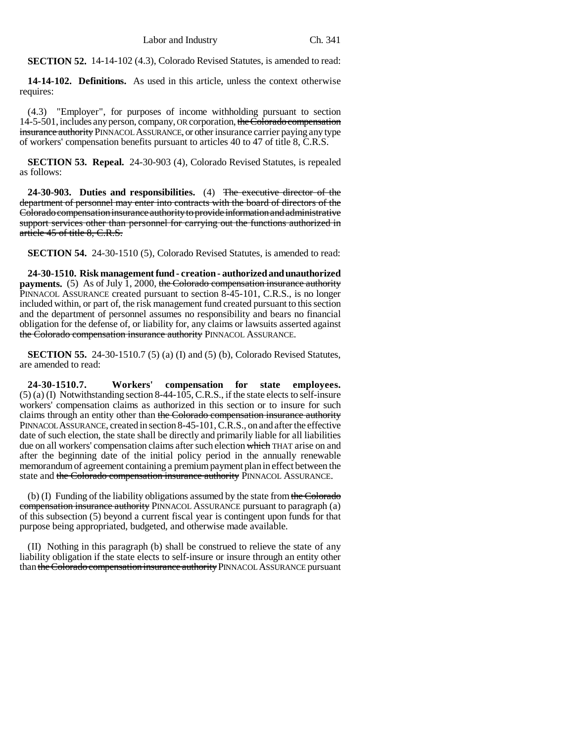**SECTION 52.** 14-14-102 (4.3), Colorado Revised Statutes, is amended to read:

**14-14-102. Definitions.** As used in this article, unless the context otherwise requires:

(4.3) "Employer", for purposes of income withholding pursuant to section 14-5-501, includes any person, company, OR corporation, ~~the Colorado compensation insurance authority~~ PINNACOL ASSURANCE, or other insurance carrier paying any type of workers' compensation benefits pursuant to articles 40 to 47 of title 8, C.R.S.

**SECTION 53. Repeal.** 24-30-903 (4), Colorado Revised Statutes, is repealed as follows:

**24-30-903. Duties and responsibilities.** (4) ~~The executive director of the department of personnel may enter into contracts with the board of directors of the Colorado compensation insurance authority to provide information and administrative support services other than personnel for carrying out the functions authorized in article 45 of title 8, C.R.S.~~

**SECTION 54.** 24-30-1510 (5), Colorado Revised Statutes, is amended to read:

**24-30-1510. Risk management fund - creation - authorized and unauthorized payments.** (5) As of July 1, 2000, ~~the Colorado compensation insurance authority~~ PINNACOL ASSURANCE created pursuant to section 8-45-101, C.R.S., is no longer included within, or part of, the risk management fund created pursuant to this section and the department of personnel assumes no responsibility and bears no financial obligation for the defense of, or liability for, any claims or lawsuits asserted against ~~the Colorado compensation insurance authority~~ PINNACOL ASSURANCE.

**SECTION 55.** 24-30-1510.7 (5) (a) (I) and (5) (b), Colorado Revised Statutes, are amended to read:

**24-30-1510.7. Workers' compensation for state employees.** (5) (a) (I) Notwithstanding section 8-44-105, C.R.S., if the state elects to self-insure workers' compensation claims as authorized in this section or to insure for such claims through an entity other than ~~the Colorado compensation insurance authority~~ PINNACOL ASSURANCE, created in section 8-45-101, C.R.S., on and after the effective date of such election, the state shall be directly and primarily liable for all liabilities due on all workers' compensation claims after such election ~~which~~ THAT arise on and after the beginning date of the initial policy period in the annually renewable memorandum of agreement containing a premium payment plan in effect between the state and ~~the Colorado compensation insurance authority~~ PINNACOL ASSURANCE.

(b) (I) Funding of the liability obligations assumed by the state from ~~the Colorado compensation insurance authority~~ PINNACOL ASSURANCE pursuant to paragraph (a) of this subsection (5) beyond a current fiscal year is contingent upon funds for that purpose being appropriated, budgeted, and otherwise made available.

(II) Nothing in this paragraph (b) shall be construed to relieve the state of any liability obligation if the state elects to self-insure or insure through an entity other than ~~the Colorado compensation insurance authority~~ PINNACOL ASSURANCE pursuant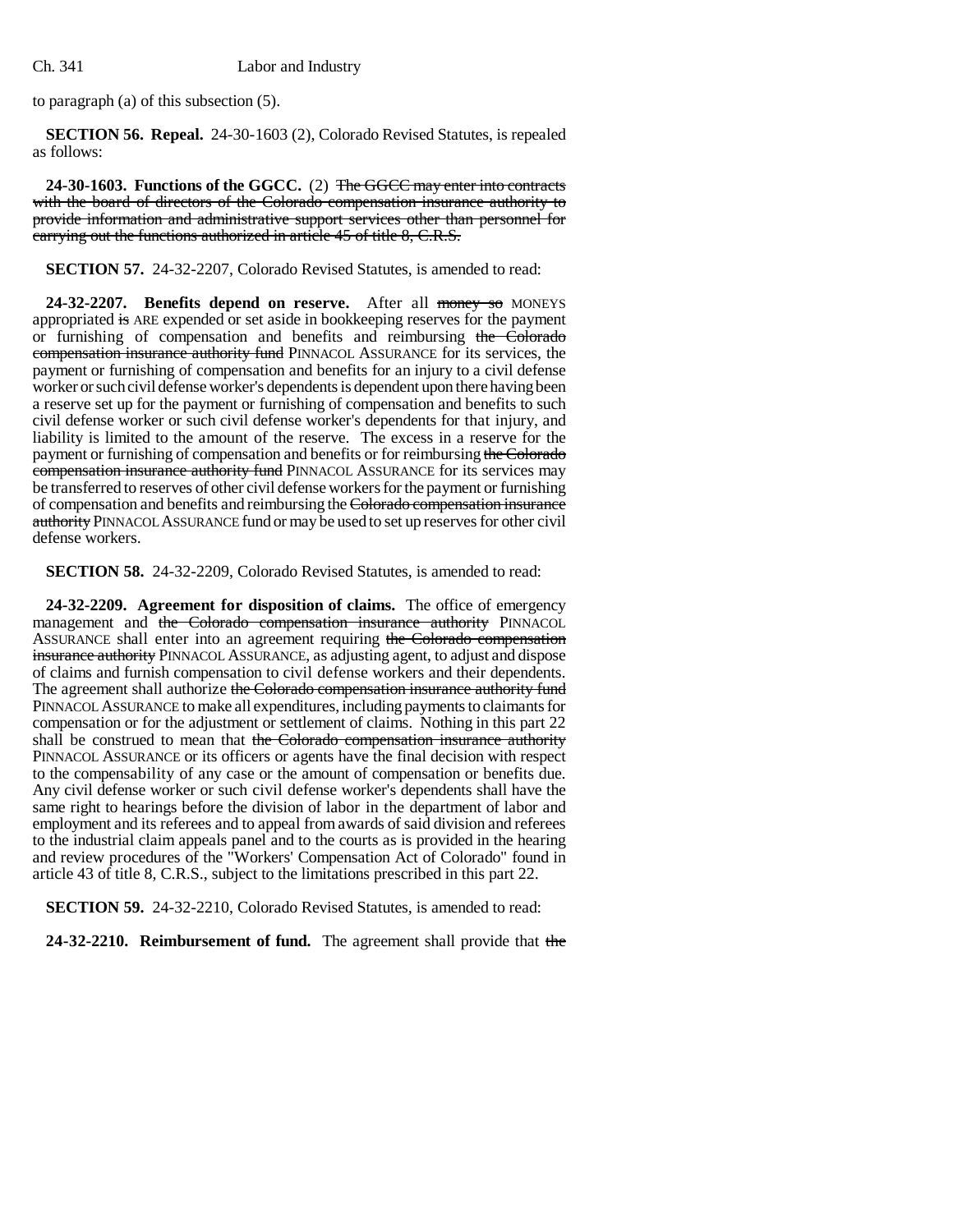to paragraph (a) of this subsection (5).

**SECTION 56. Repeal.** 24-30-1603 (2), Colorado Revised Statutes, is repealed as follows:

**24-30-1603. Functions of the GGCC.** (2) ~~The GGCC may enter into contracts with the board of directors of the Colorado compensation insurance authority to provide information and administrative support services other than personnel for carrying out the functions authorized in article 45 of title 8, C.R.S.~~

**SECTION 57.** 24-32-2207, Colorado Revised Statutes, is amended to read:

**24-32-2207. Benefits depend on reserve.** After all ~~money so~~ MONEYS appropriated ~~is~~ ARE expended or set aside in bookkeeping reserves for the payment or furnishing of compensation and benefits and reimbursing ~~the Colorado compensation insurance authority fund~~ PINNACOL ASSURANCE for its services, the payment or furnishing of compensation and benefits for an injury to a civil defense worker or such civil defense worker's dependents is dependent upon there having been a reserve set up for the payment or furnishing of compensation and benefits to such civil defense worker or such civil defense worker's dependents for that injury, and liability is limited to the amount of the reserve. The excess in a reserve for the payment or furnishing of compensation and benefits or for reimbursing ~~the Colorado compensation insurance authority fund~~ PINNACOL ASSURANCE for its services may be transferred to reserves of other civil defense workers for the payment or furnishing of compensation and benefits and reimbursing the ~~Colorado compensation insurance authority~~ PINNACOL ASSURANCE fund or may be used to set up reserves for other civil defense workers.

**SECTION 58.** 24-32-2209, Colorado Revised Statutes, is amended to read:

**24-32-2209. Agreement for disposition of claims.** The office of emergency management and ~~the Colorado compensation insurance authority~~ PINNACOL ASSURANCE shall enter into an agreement requiring ~~the Colorado compensation insurance authority~~ PINNACOL ASSURANCE, as adjusting agent, to adjust and dispose of claims and furnish compensation to civil defense workers and their dependents. The agreement shall authorize ~~the Colorado compensation insurance authority fund~~ PINNACOL ASSURANCE to make all expenditures, including payments to claimants for compensation or for the adjustment or settlement of claims. Nothing in this part 22 shall be construed to mean that ~~the Colorado compensation insurance authority~~ PINNACOL ASSURANCE or its officers or agents have the final decision with respect to the compensability of any case or the amount of compensation or benefits due. Any civil defense worker or such civil defense worker's dependents shall have the same right to hearings before the division of labor in the department of labor and employment and its referees and to appeal from awards of said division and referees to the industrial claim appeals panel and to the courts as is provided in the hearing and review procedures of the "Workers' Compensation Act of Colorado" found in article 43 of title 8, C.R.S., subject to the limitations prescribed in this part 22.

**SECTION 59.** 24-32-2210, Colorado Revised Statutes, is amended to read:

**24-32-2210. Reimbursement of fund.** The agreement shall provide that ~~the~~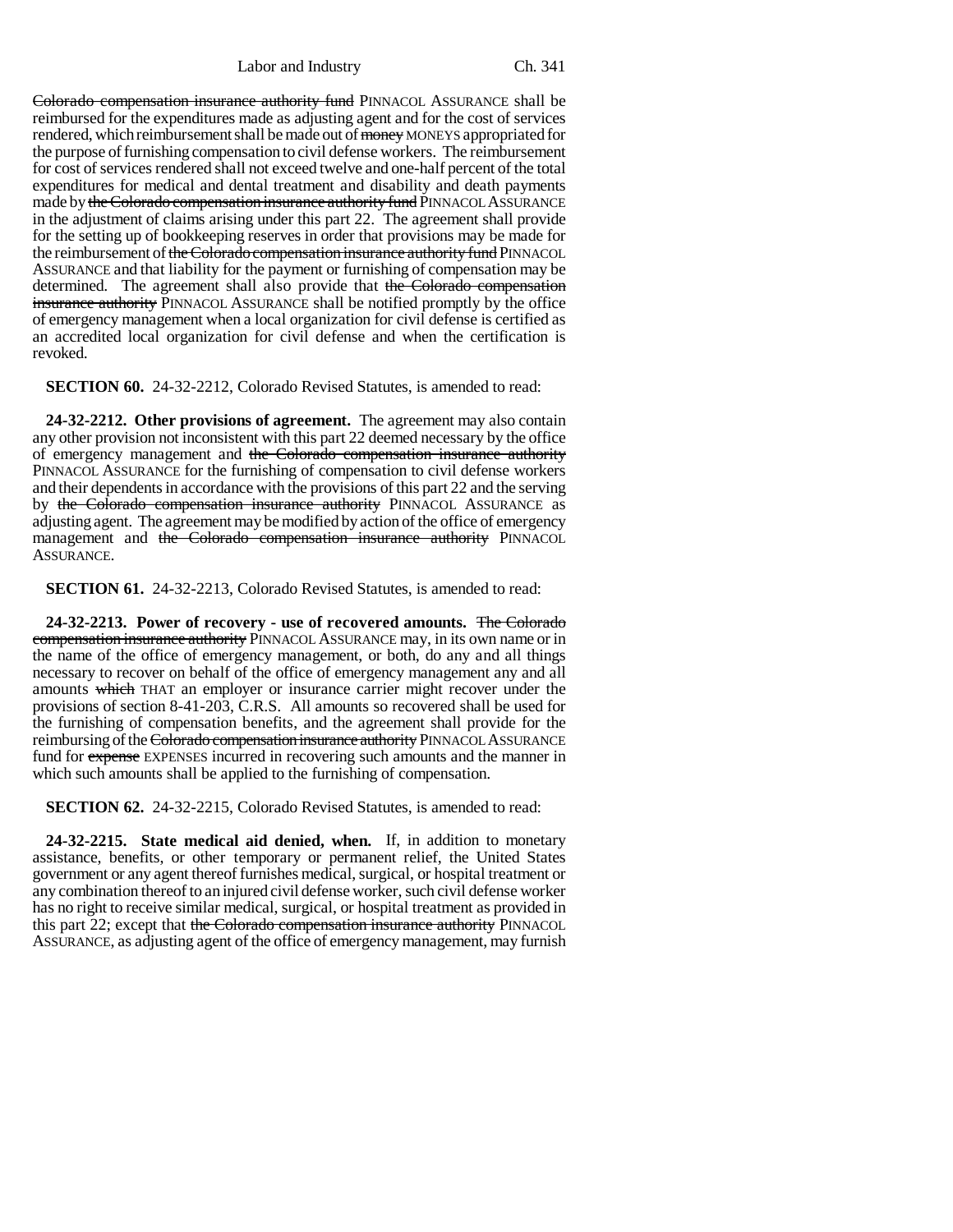Colorado compensation insurance authority fund PINNACOL ASSURANCE shall be reimbursed for the expenditures made as adjusting agent and for the cost of services rendered, which reimbursement shall be made out of money MONEYS appropriated for the purpose of furnishing compensation to civil defense workers. The reimbursement for cost of services rendered shall not exceed twelve and one-half percent of the total expenditures for medical and dental treatment and disability and death payments made by the Colorado compensation insurance authority fund PINNACOL ASSURANCE in the adjustment of claims arising under this part 22. The agreement shall provide for the setting up of bookkeeping reserves in order that provisions may be made for the reimbursement of the Colorado compensation insurance authority fund PINNACOL ASSURANCE and that liability for the payment or furnishing of compensation may be determined. The agreement shall also provide that the Colorado compensation insurance authority PINNACOL ASSURANCE shall be notified promptly by the office of emergency management when a local organization for civil defense is certified as an accredited local organization for civil defense and when the certification is revoked.

**SECTION 60.** 24-32-2212, Colorado Revised Statutes, is amended to read:

**24-32-2212. Other provisions of agreement.** The agreement may also contain any other provision not inconsistent with this part 22 deemed necessary by the office of emergency management and the Colorado compensation insurance authority PINNACOL ASSURANCE for the furnishing of compensation to civil defense workers and their dependents in accordance with the provisions of this part 22 and the serving by the Colorado compensation insurance authority PINNACOL ASSURANCE as adjusting agent. The agreement may be modified by action of the office of emergency management and the Colorado compensation insurance authority PINNACOL ASSURANCE.

**SECTION 61.** 24-32-2213, Colorado Revised Statutes, is amended to read:

**24-32-2213. Power of recovery - use of recovered amounts.** The Colorado compensation insurance authority PINNACOL ASSURANCE may, in its own name or in the name of the office of emergency management, or both, do any and all things necessary to recover on behalf of the office of emergency management any and all amounts which THAT an employer or insurance carrier might recover under the provisions of section 8-41-203, C.R.S. All amounts so recovered shall be used for the furnishing of compensation benefits, and the agreement shall provide for the reimbursing of the Colorado compensation insurance authority PINNACOL ASSURANCE fund for expense EXPENSES incurred in recovering such amounts and the manner in which such amounts shall be applied to the furnishing of compensation.

**SECTION 62.** 24-32-2215, Colorado Revised Statutes, is amended to read:

**24-32-2215. State medical aid denied, when.** If, in addition to monetary assistance, benefits, or other temporary or permanent relief, the United States government or any agent thereof furnishes medical, surgical, or hospital treatment or any combination thereof to an injured civil defense worker, such civil defense worker has no right to receive similar medical, surgical, or hospital treatment as provided in this part 22; except that the Colorado compensation insurance authority PINNACOL ASSURANCE, as adjusting agent of the office of emergency management, may furnish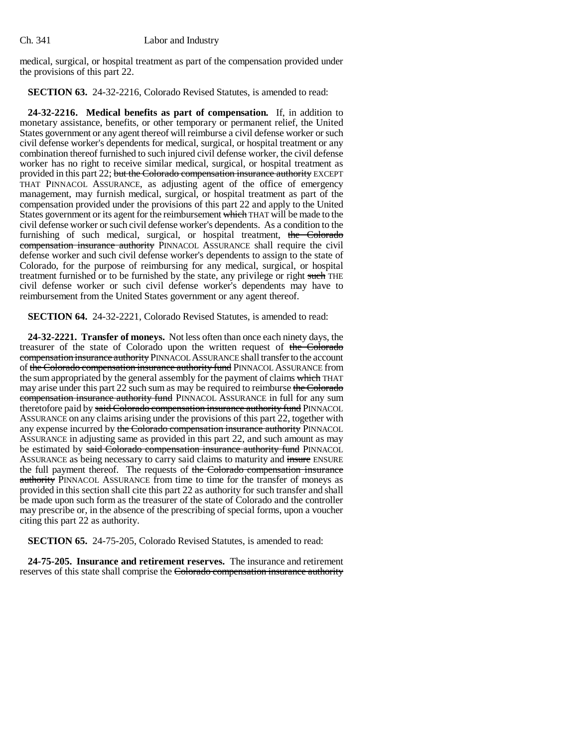medical, surgical, or hospital treatment as part of the compensation provided under the provisions of this part 22.

**SECTION 63.** 24-32-2216, Colorado Revised Statutes, is amended to read:

**24-32-2216. Medical benefits as part of compensation.** If, in addition to monetary assistance, benefits, or other temporary or permanent relief, the United States government or any agent thereof will reimburse a civil defense worker or such civil defense worker's dependents for medical, surgical, or hospital treatment or any combination thereof furnished to such injured civil defense worker, the civil defense worker has no right to receive similar medical, surgical, or hospital treatment as provided in this part 22; ~~but the Colorado compensation insurance authority~~ EXCEPT THAT PINNACOL ASSURANCE, as adjusting agent of the office of emergency management, may furnish medical, surgical, or hospital treatment as part of the compensation provided under the provisions of this part 22 and apply to the United States government or its agent for the reimbursement ~~which~~ THAT will be made to the civil defense worker or such civil defense worker's dependents. As a condition to the furnishing of such medical, surgical, or hospital treatment, ~~the Colorado compensation insurance authority~~ PINNACOL ASSURANCE shall require the civil defense worker and such civil defense worker's dependents to assign to the state of Colorado, for the purpose of reimbursing for any medical, surgical, or hospital treatment furnished or to be furnished by the state, any privilege or right ~~such~~ THE civil defense worker or such civil defense worker's dependents may have to reimbursement from the United States government or any agent thereof.

**SECTION 64.** 24-32-2221, Colorado Revised Statutes, is amended to read:

**24-32-2221. Transfer of moneys.** Not less often than once each ninety days, the treasurer of the state of Colorado upon the written request of ~~the Colorado compensation insurance authority~~ PINNACOL ASSURANCE shall transfer to the account of ~~the Colorado compensation insurance authority fund~~ PINNACOL ASSURANCE from the sum appropriated by the general assembly for the payment of claims ~~which~~ THAT may arise under this part 22 such sum as may be required to reimburse ~~the Colorado compensation insurance authority fund~~ PINNACOL ASSURANCE in full for any sum theretofore paid by ~~said Colorado compensation insurance authority fund~~ PINNACOL ASSURANCE on any claims arising under the provisions of this part 22, together with any expense incurred by ~~the Colorado compensation insurance authority~~ PINNACOL ASSURANCE in adjusting same as provided in this part 22, and such amount as may be estimated by ~~said Colorado compensation insurance authority fund~~ PINNACOL ASSURANCE as being necessary to carry said claims to maturity and ~~insure~~ ENSURE the full payment thereof. The requests of ~~the Colorado compensation insurance authority~~ PINNACOL ASSURANCE from time to time for the transfer of moneys as provided in this section shall cite this part 22 as authority for such transfer and shall be made upon such form as the treasurer of the state of Colorado and the controller may prescribe or, in the absence of the prescribing of special forms, upon a voucher citing this part 22 as authority.

**SECTION 65.** 24-75-205, Colorado Revised Statutes, is amended to read:

**24-75-205. Insurance and retirement reserves.** The insurance and retirement reserves of this state shall comprise the ~~Colorado compensation insurance authority~~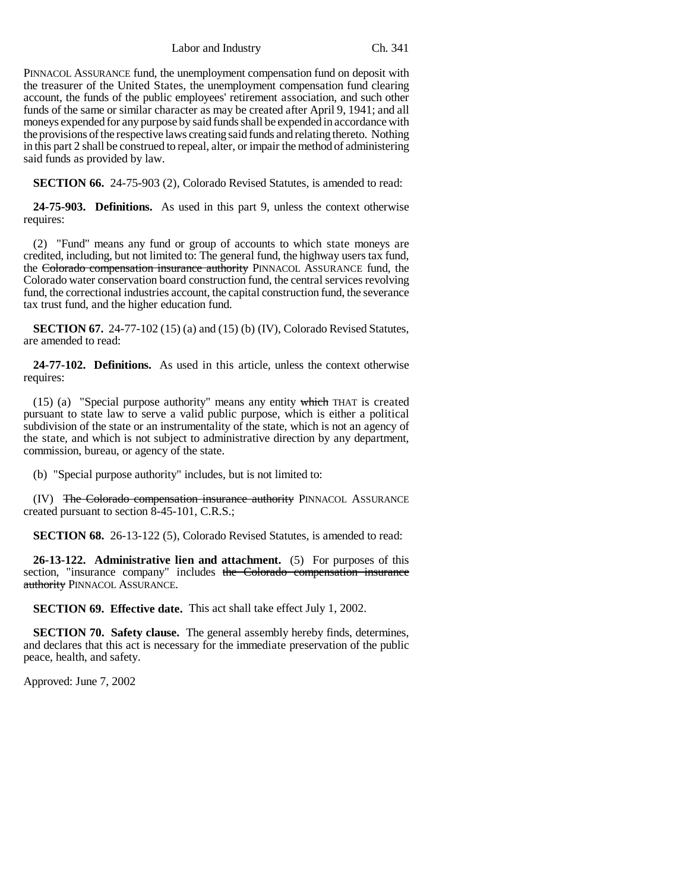PINNACOL ASSURANCE fund, the unemployment compensation fund on deposit with the treasurer of the United States, the unemployment compensation fund clearing account, the funds of the public employees' retirement association, and such other funds of the same or similar character as may be created after April 9, 1941; and all moneys expended for any purpose by said funds shall be expended in accordance with the provisions of the respective laws creating said funds and relating thereto. Nothing in this part 2 shall be construed to repeal, alter, or impair the method of administering said funds as provided by law.

**SECTION 66.** 24-75-903 (2), Colorado Revised Statutes, is amended to read:

**24-75-903. Definitions.** As used in this part 9, unless the context otherwise requires:

(2) "Fund" means any fund or group of accounts to which state moneys are credited, including, but not limited to: The general fund, the highway users tax fund, the ~~Colorado compensation insurance authority~~ PINNACOL ASSURANCE fund, the Colorado water conservation board construction fund, the central services revolving fund, the correctional industries account, the capital construction fund, the severance tax trust fund, and the higher education fund.

**SECTION 67.** 24-77-102 (15) (a) and (15) (b) (IV), Colorado Revised Statutes, are amended to read:

**24-77-102. Definitions.** As used in this article, unless the context otherwise requires:

(15) (a) "Special purpose authority" means any entity ~~which~~ THAT is created pursuant to state law to serve a valid public purpose, which is either a political subdivision of the state or an instrumentality of the state, which is not an agency of the state, and which is not subject to administrative direction by any department, commission, bureau, or agency of the state.

(b) "Special purpose authority" includes, but is not limited to:

(IV) ~~The Colorado compensation insurance authority~~ PINNACOL ASSURANCE created pursuant to section 8-45-101, C.R.S.;

**SECTION 68.** 26-13-122 (5), Colorado Revised Statutes, is amended to read:

**26-13-122. Administrative lien and attachment.** (5) For purposes of this section, "insurance company" includes ~~the Colorado compensation insurance authority~~ PINNACOL ASSURANCE.

**SECTION 69. Effective date.** This act shall take effect July 1, 2002.

**SECTION 70. Safety clause.** The general assembly hereby finds, determines, and declares that this act is necessary for the immediate preservation of the public peace, health, and safety.

Approved: June 7, 2002